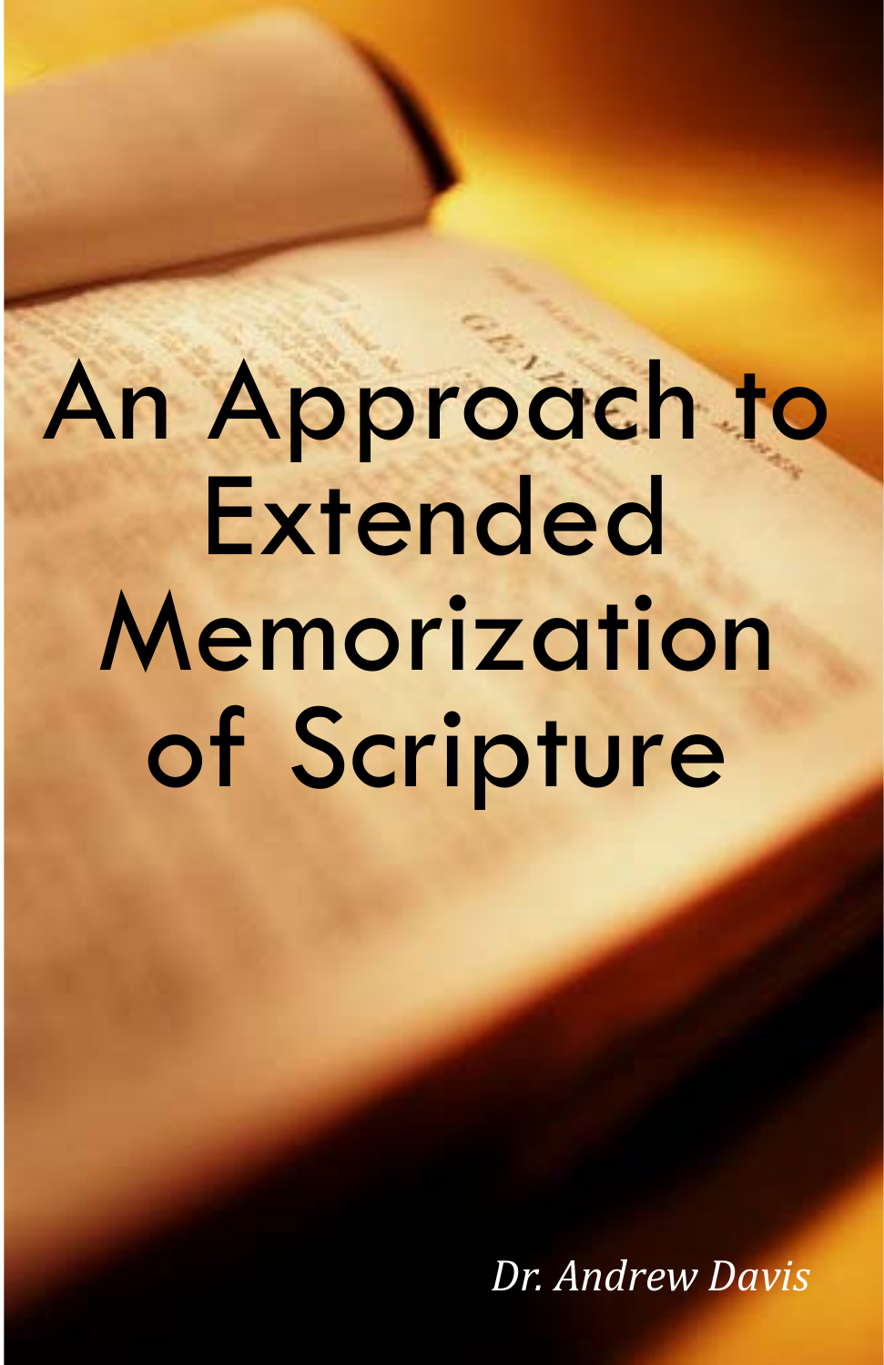# An Approach to Extended Memorization of Scripture

*Dr. Andrew Davis*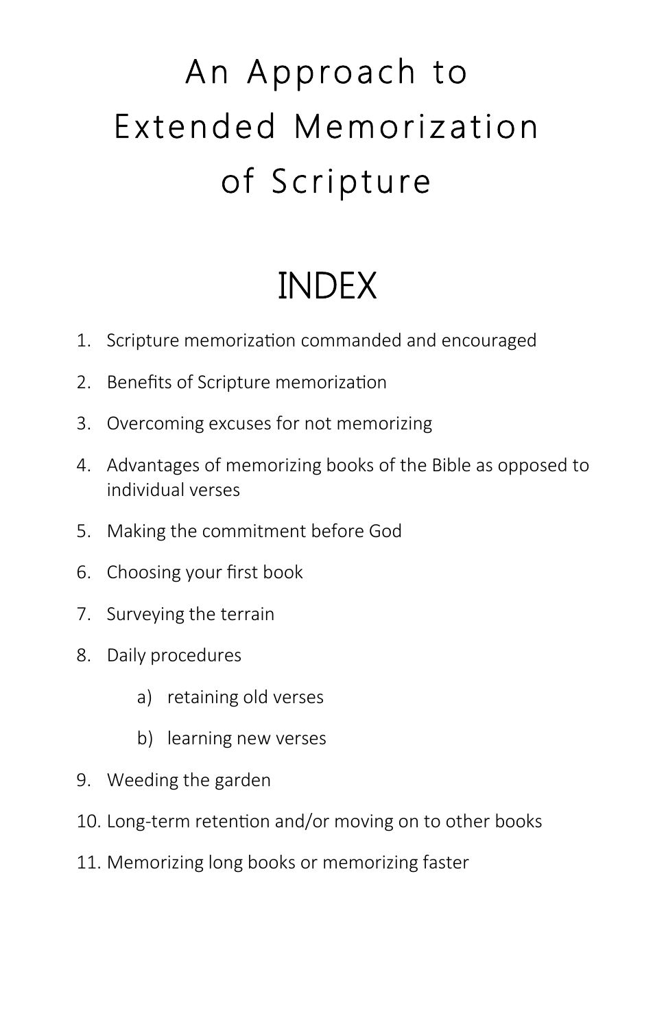# An Approach to Extended Memorization of Scripture

## INDEX

1. Scripture memorization commanded and encouraged
2. Benefits of Scripture memorization
3. Overcoming excuses for not memorizing
4. Advantages of memorizing books of the Bible as opposed to individual verses
5. Making the commitment before God
6. Choosing your first book
7. Surveying the terrain
8. Daily procedures
    a) retaining old verses
    b) learning new verses
9. Weeding the garden
10. Long-term retention and/or moving on to other books
11. Memorizing long books or memorizing faster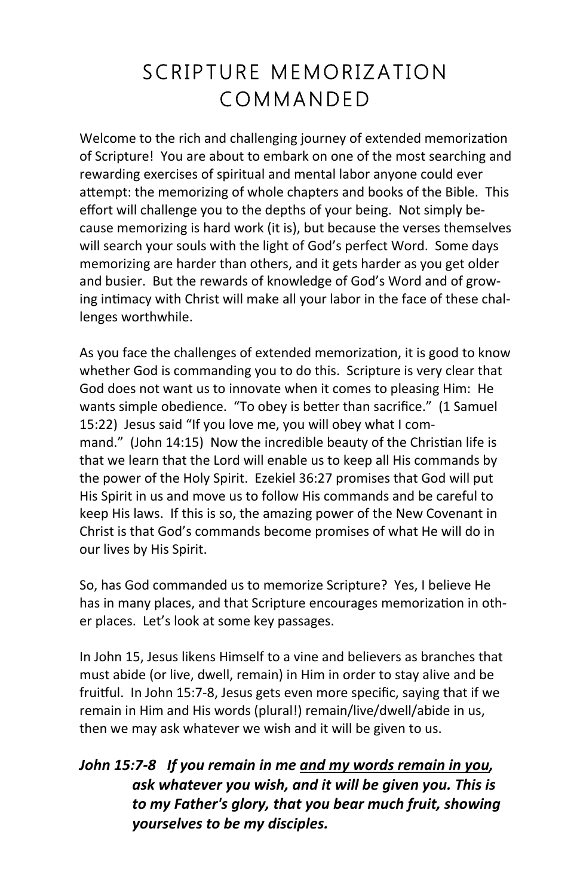# SCRIPTURE MEMORIZATION COMMANDED

Welcome to the rich and challenging journey of extended memorization of Scripture! You are about to embark on one of the most searching and rewarding exercises of spiritual and mental labor anyone could ever attempt: the memorizing of whole chapters and books of the Bible. This effort will challenge you to the depths of your being. Not simply because memorizing is hard work (it is), but because the verses themselves will search your souls with the light of God's perfect Word. Some days memorizing are harder than others, and it gets harder as you get older and busier. But the rewards of knowledge of God's Word and of growing intimacy with Christ will make all your labor in the face of these challenges worthwhile.

As you face the challenges of extended memorization, it is good to know whether God is commanding you to do this. Scripture is very clear that God does not want us to innovate when it comes to pleasing Him: He wants simple obedience. "To obey is better than sacrifice." (1 Samuel 15:22) Jesus said "If you love me, you will obey what I command." (John 14:15) Now the incredible beauty of the Christian life is that we learn that the Lord will enable us to keep all His commands by the power of the Holy Spirit. Ezekiel 36:27 promises that God will put His Spirit in us and move us to follow His commands and be careful to keep His laws. If this is so, the amazing power of the New Covenant in Christ is that God's commands become promises of what He will do in our lives by His Spirit.

So, has God commanded us to memorize Scripture? Yes, I believe He has in many places, and that Scripture encourages memorization in other places. Let's look at some key passages.

In John 15, Jesus likens Himself to a vine and believers as branches that must abide (or live, dwell, remain) in Him in order to stay alive and be fruitful. In John 15:7-8, Jesus gets even more specific, saying that if we remain in Him and His words (plural!) remain/live/dwell/abide in us, then we may ask whatever we wish and it will be given to us.

***John 15:7-8*** ***If you remain in me <u>and my words remain in you</u>, ask whatever you wish, and it will be given you. This is to my Father's glory, that you bear much fruit, showing yourselves to be my disciples.***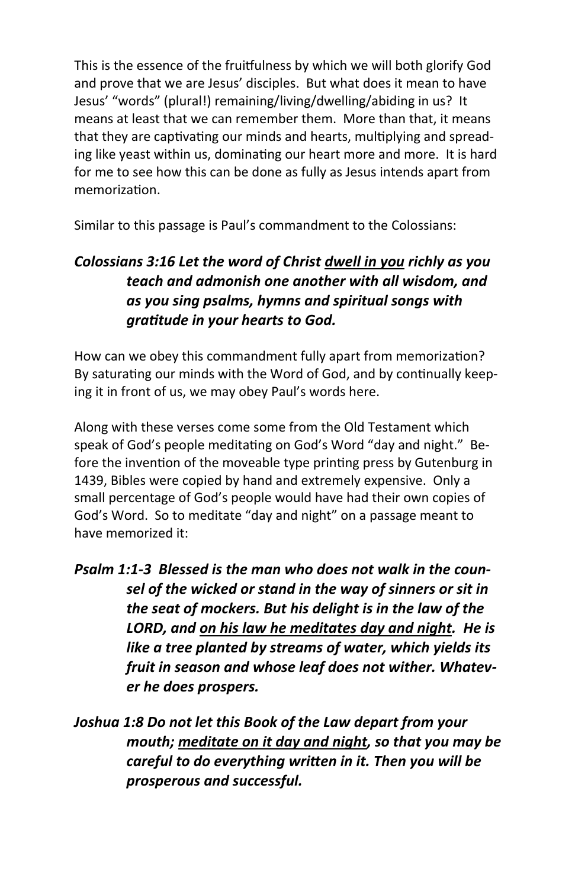This is the essence of the fruitfulness by which we will both glorify God and prove that we are Jesus' disciples. But what does it mean to have Jesus' "words" (plural!) remaining/living/dwelling/abiding in us? It means at least that we can remember them. More than that, it means that they are captivating our minds and hearts, multiplying and spreading like yeast within us, dominating our heart more and more. It is hard for me to see how this can be done as fully as Jesus intends apart from memorization.

Similar to this passage is Paul's commandment to the Colossians:

> ***Colossians 3:16 Let the word of Christ <u>dwell in you</u> richly as you teach and admonish one another with all wisdom, and as you sing psalms, hymns and spiritual songs with gratitude in your hearts to God.***

How can we obey this commandment fully apart from memorization? By saturating our minds with the Word of God, and by continually keeping it in front of us, we may obey Paul's words here.

Along with these verses come some from the Old Testament which speak of God's people meditating on God's Word "day and night." Before the invention of the moveable type printing press by Gutenburg in 1439, Bibles were copied by hand and extremely expensive. Only a small percentage of God's people would have had their own copies of God's Word. So to meditate "day and night" on a passage meant to have memorized it:

> ***Psalm 1:1-3 Blessed is the man who does not walk in the counsel of the wicked or stand in the way of sinners or sit in the seat of mockers. But his delight is in the law of the LORD, and <u>on his law he meditates day and night</u>. He is like a tree planted by streams of water, which yields its fruit in season and whose leaf does not wither. Whatever he does prospers.***

> ***Joshua 1:8 Do not let this Book of the Law depart from your mouth; <u>meditate on it day and night</u>, so that you may be careful to do everything written in it. Then you will be prosperous and successful.***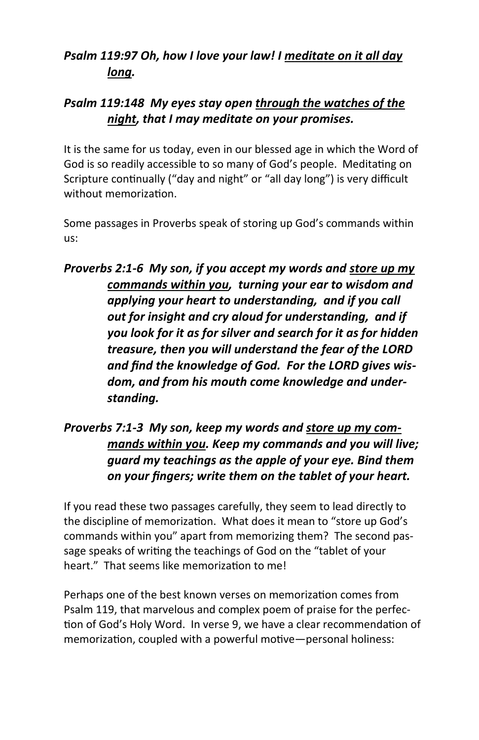***Psalm 119:97 Oh, how I love your law! I <u>meditate on it all day long</u>.***

***Psalm 119:148 My eyes stay open <u>through the watches of the night</u>, that I may meditate on your promises.***

It is the same for us today, even in our blessed age in which the Word of God is so readily accessible to so many of God's people. Meditating on Scripture continually ("day and night" or "all day long") is very difficult without memorization.

Some passages in Proverbs speak of storing up God's commands within us:

***Proverbs 2:1-6 My son, if you accept my words and <u>store up my commands within you</u>, turning your ear to wisdom and applying your heart to understanding, and if you call out for insight and cry aloud for understanding, and if you look for it as for silver and search for it as for hidden treasure, then you will understand the fear of the LORD and find the knowledge of God. For the LORD gives wisdom, and from his mouth come knowledge and understanding.***

***Proverbs 7:1-3 My son, keep my words and <u>store up my commands within you</u>. Keep my commands and you will live; guard my teachings as the apple of your eye. Bind them on your fingers; write them on the tablet of your heart.***

If you read these two passages carefully, they seem to lead directly to the discipline of memorization. What does it mean to "store up God's commands within you" apart from memorizing them? The second passage speaks of writing the teachings of God on the "tablet of your heart." That seems like memorization to me!

Perhaps one of the best known verses on memorization comes from Psalm 119, that marvelous and complex poem of praise for the perfection of God's Holy Word. In verse 9, we have a clear recommendation of memorization, coupled with a powerful motive—personal holiness: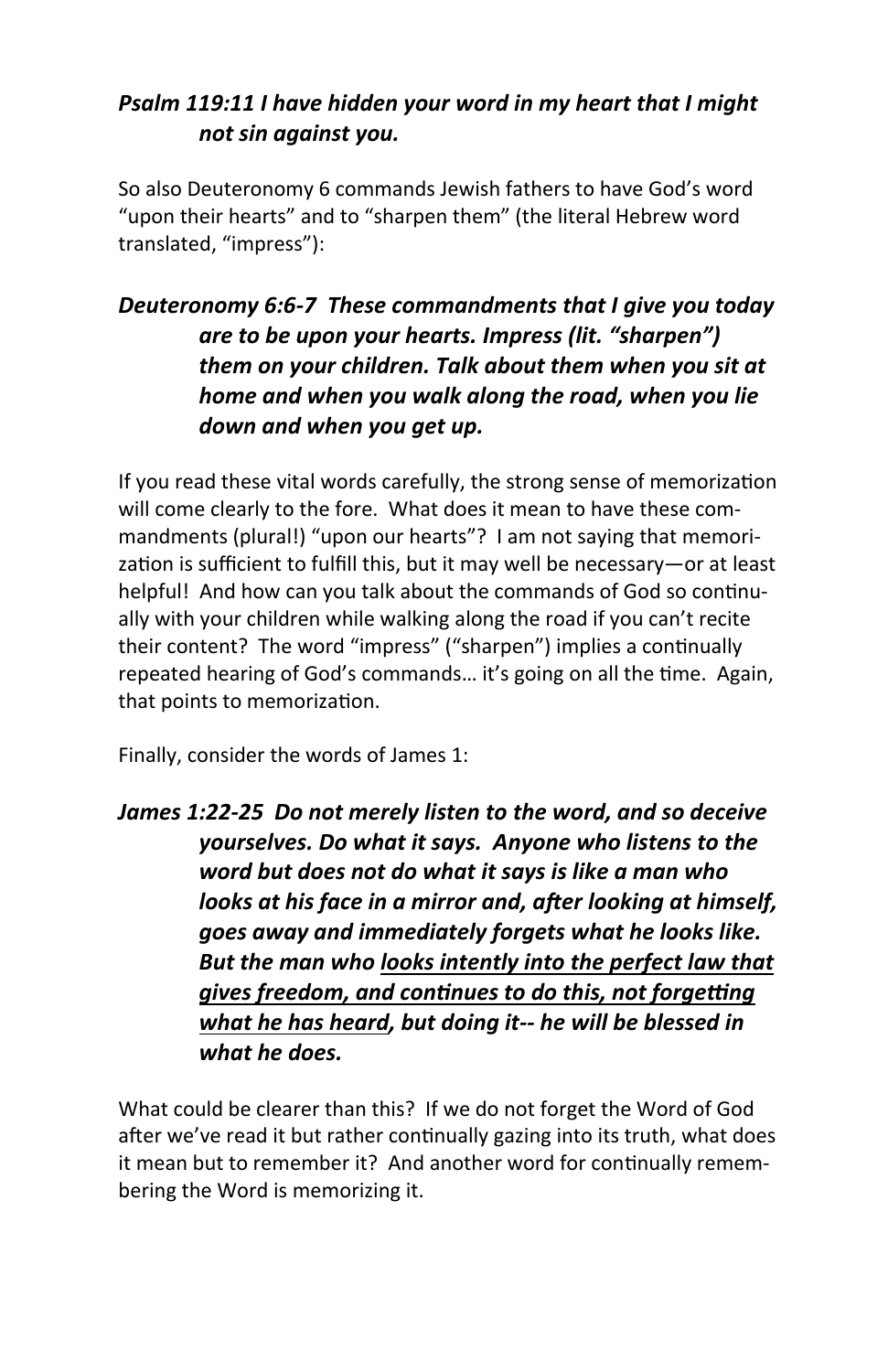***Psalm 119:11 I have hidden your word in my heart that I might not sin against you.***

So also Deuteronomy 6 commands Jewish fathers to have God's word "upon their hearts" and to "sharpen them" (the literal Hebrew word translated, "impress"):

***Deuteronomy 6:6-7 These commandments that I give you today are to be upon your hearts. Impress (lit. "sharpen") them on your children. Talk about them when you sit at home and when you walk along the road, when you lie down and when you get up.***

If you read these vital words carefully, the strong sense of memorization will come clearly to the fore. What does it mean to have these commandments (plural!) "upon our hearts"? I am not saying that memorization is sufficient to fulfill this, but it may well be necessary—or at least helpful! And how can you talk about the commands of God so continually with your children while walking along the road if you can't recite their content? The word "impress" ("sharpen") implies a continually repeated hearing of God's commands… it's going on all the time. Again, that points to memorization.

Finally, consider the words of James 1:

***James 1:22-25 Do not merely listen to the word, and so deceive yourselves. Do what it says. Anyone who listens to the word but does not do what it says is like a man who looks at his face in a mirror and, after looking at himself, goes away and immediately forgets what he looks like. But the man who <u>looks intently into the perfect law that gives freedom, and continues to do this, not forgetting what he has heard</u>, but doing it-- he will be blessed in what he does.***

What could be clearer than this? If we do not forget the Word of God after we've read it but rather continually gazing into its truth, what does it mean but to remember it? And another word for continually remembering the Word is memorizing it.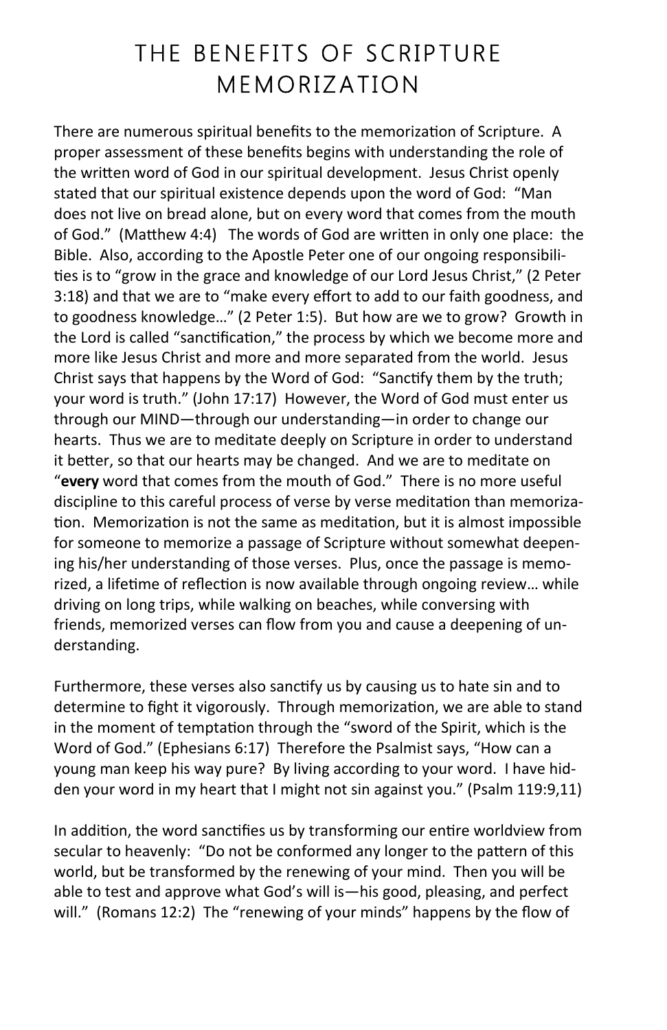# THE BENEFITS OF SCRIPTURE MEMORIZATION

There are numerous spiritual benefits to the memorization of Scripture. A proper assessment of these benefits begins with understanding the role of the written word of God in our spiritual development. Jesus Christ openly stated that our spiritual existence depends upon the word of God: "Man does not live on bread alone, but on every word that comes from the mouth of God." (Matthew 4:4) The words of God are written in only one place: the Bible. Also, according to the Apostle Peter one of our ongoing responsibilities is to "grow in the grace and knowledge of our Lord Jesus Christ," (2 Peter 3:18) and that we are to "make every effort to add to our faith goodness, and to goodness knowledge…" (2 Peter 1:5). But how are we to grow? Growth in the Lord is called "sanctification," the process by which we become more and more like Jesus Christ and more and more separated from the world. Jesus Christ says that happens by the Word of God: "Sanctify them by the truth; your word is truth." (John 17:17) However, the Word of God must enter us through our MIND—through our understanding—in order to change our hearts. Thus we are to meditate deeply on Scripture in order to understand it better, so that our hearts may be changed. And we are to meditate on "**every** word that comes from the mouth of God." There is no more useful discipline to this careful process of verse by verse meditation than memorization. Memorization is not the same as meditation, but it is almost impossible for someone to memorize a passage of Scripture without somewhat deepening his/her understanding of those verses. Plus, once the passage is memorized, a lifetime of reflection is now available through ongoing review… while driving on long trips, while walking on beaches, while conversing with friends, memorized verses can flow from you and cause a deepening of understanding.

Furthermore, these verses also sanctify us by causing us to hate sin and to determine to fight it vigorously. Through memorization, we are able to stand in the moment of temptation through the "sword of the Spirit, which is the Word of God." (Ephesians 6:17) Therefore the Psalmist says, "How can a young man keep his way pure? By living according to your word. I have hidden your word in my heart that I might not sin against you." (Psalm 119:9,11)

In addition, the word sanctifies us by transforming our entire worldview from secular to heavenly: "Do not be conformed any longer to the pattern of this world, but be transformed by the renewing of your mind. Then you will be able to test and approve what God's will is—his good, pleasing, and perfect will." (Romans 12:2) The "renewing of your minds" happens by the flow of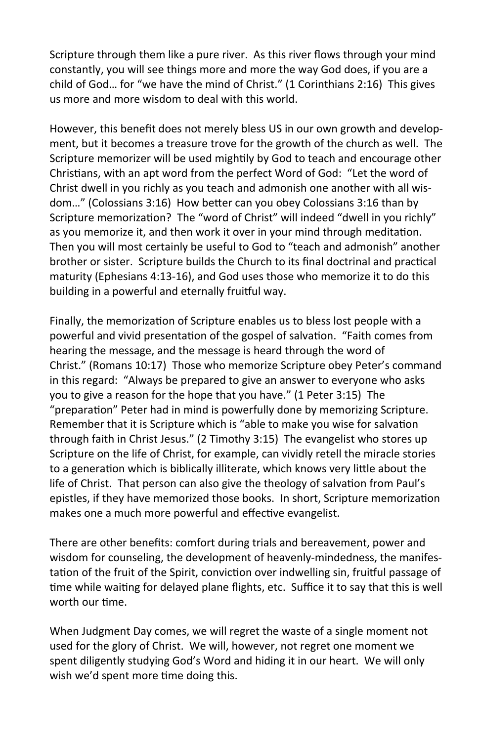Scripture through them like a pure river. As this river flows through your mind constantly, you will see things more and more the way God does, if you are a child of God… for "we have the mind of Christ." (1 Corinthians 2:16) This gives us more and more wisdom to deal with this world.

However, this benefit does not merely bless US in our own growth and development, but it becomes a treasure trove for the growth of the church as well. The Scripture memorizer will be used mightily by God to teach and encourage other Christians, with an apt word from the perfect Word of God: "Let the word of Christ dwell in you richly as you teach and admonish one another with all wisdom…" (Colossians 3:16) How better can you obey Colossians 3:16 than by Scripture memorization? The "word of Christ" will indeed "dwell in you richly" as you memorize it, and then work it over in your mind through meditation. Then you will most certainly be useful to God to "teach and admonish" another brother or sister. Scripture builds the Church to its final doctrinal and practical maturity (Ephesians 4:13-16), and God uses those who memorize it to do this building in a powerful and eternally fruitful way.

Finally, the memorization of Scripture enables us to bless lost people with a powerful and vivid presentation of the gospel of salvation. "Faith comes from hearing the message, and the message is heard through the word of Christ." (Romans 10:17) Those who memorize Scripture obey Peter's command in this regard: "Always be prepared to give an answer to everyone who asks you to give a reason for the hope that you have." (1 Peter 3:15) The "preparation" Peter had in mind is powerfully done by memorizing Scripture. Remember that it is Scripture which is "able to make you wise for salvation through faith in Christ Jesus." (2 Timothy 3:15) The evangelist who stores up Scripture on the life of Christ, for example, can vividly retell the miracle stories to a generation which is biblically illiterate, which knows very little about the life of Christ. That person can also give the theology of salvation from Paul's epistles, if they have memorized those books. In short, Scripture memorization makes one a much more powerful and effective evangelist.

There are other benefits: comfort during trials and bereavement, power and wisdom for counseling, the development of heavenly-mindedness, the manifestation of the fruit of the Spirit, conviction over indwelling sin, fruitful passage of time while waiting for delayed plane flights, etc. Suffice it to say that this is well worth our time.

When Judgment Day comes, we will regret the waste of a single moment not used for the glory of Christ. We will, however, not regret one moment we spent diligently studying God's Word and hiding it in our heart. We will only wish we'd spent more time doing this.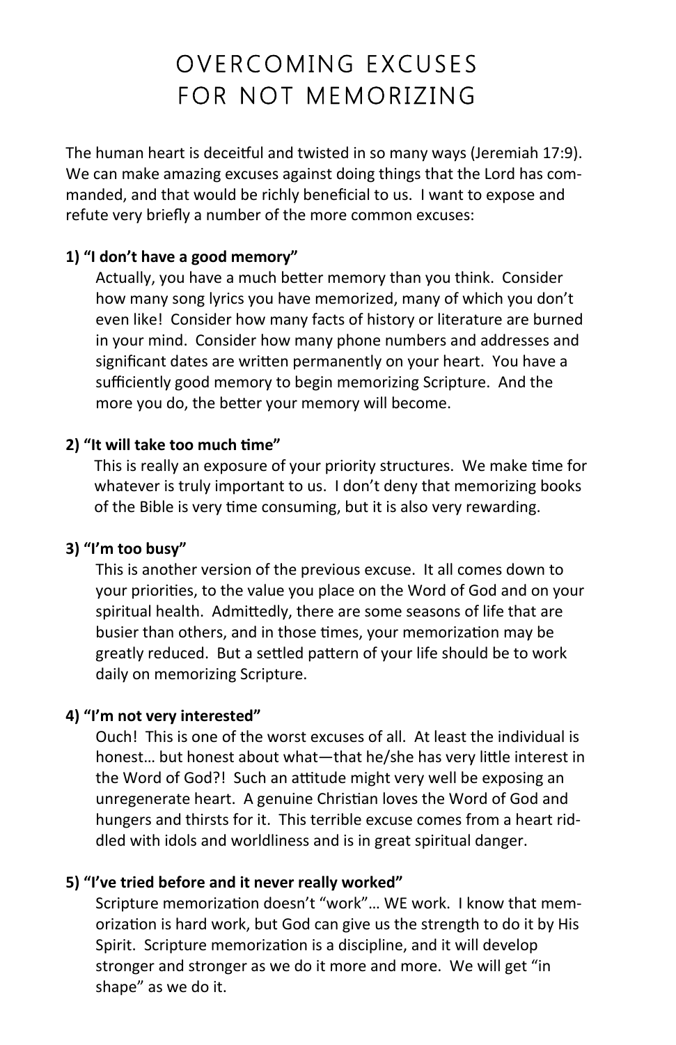# OVERCOMING EXCUSES FOR NOT MEMORIZING

The human heart is deceitful and twisted in so many ways (Jeremiah 17:9). We can make amazing excuses against doing things that the Lord has commanded, and that would be richly beneficial to us. I want to expose and refute very briefly a number of the more common excuses:

**1) "I don't have a good memory"**

Actually, you have a much better memory than you think. Consider how many song lyrics you have memorized, many of which you don't even like! Consider how many facts of history or literature are burned in your mind. Consider how many phone numbers and addresses and significant dates are written permanently on your heart. You have a sufficiently good memory to begin memorizing Scripture. And the more you do, the better your memory will become.

**2) "It will take too much time"**

This is really an exposure of your priority structures. We make time for whatever is truly important to us. I don't deny that memorizing books of the Bible is very time consuming, but it is also very rewarding.

**3) "I'm too busy"**

This is another version of the previous excuse. It all comes down to your priorities, to the value you place on the Word of God and on your spiritual health. Admittedly, there are some seasons of life that are busier than others, and in those times, your memorization may be greatly reduced. But a settled pattern of your life should be to work daily on memorizing Scripture.

**4) "I'm not very interested"**

Ouch! This is one of the worst excuses of all. At least the individual is honest… but honest about what—that he/she has very little interest in the Word of God?! Such an attitude might very well be exposing an unregenerate heart. A genuine Christian loves the Word of God and hungers and thirsts for it. This terrible excuse comes from a heart riddled with idols and worldliness and is in great spiritual danger.

**5) "I've tried before and it never really worked"**

Scripture memorization doesn't "work"… WE work. I know that memorization is hard work, but God can give us the strength to do it by His Spirit. Scripture memorization is a discipline, and it will develop stronger and stronger as we do it more and more. We will get "in shape" as we do it.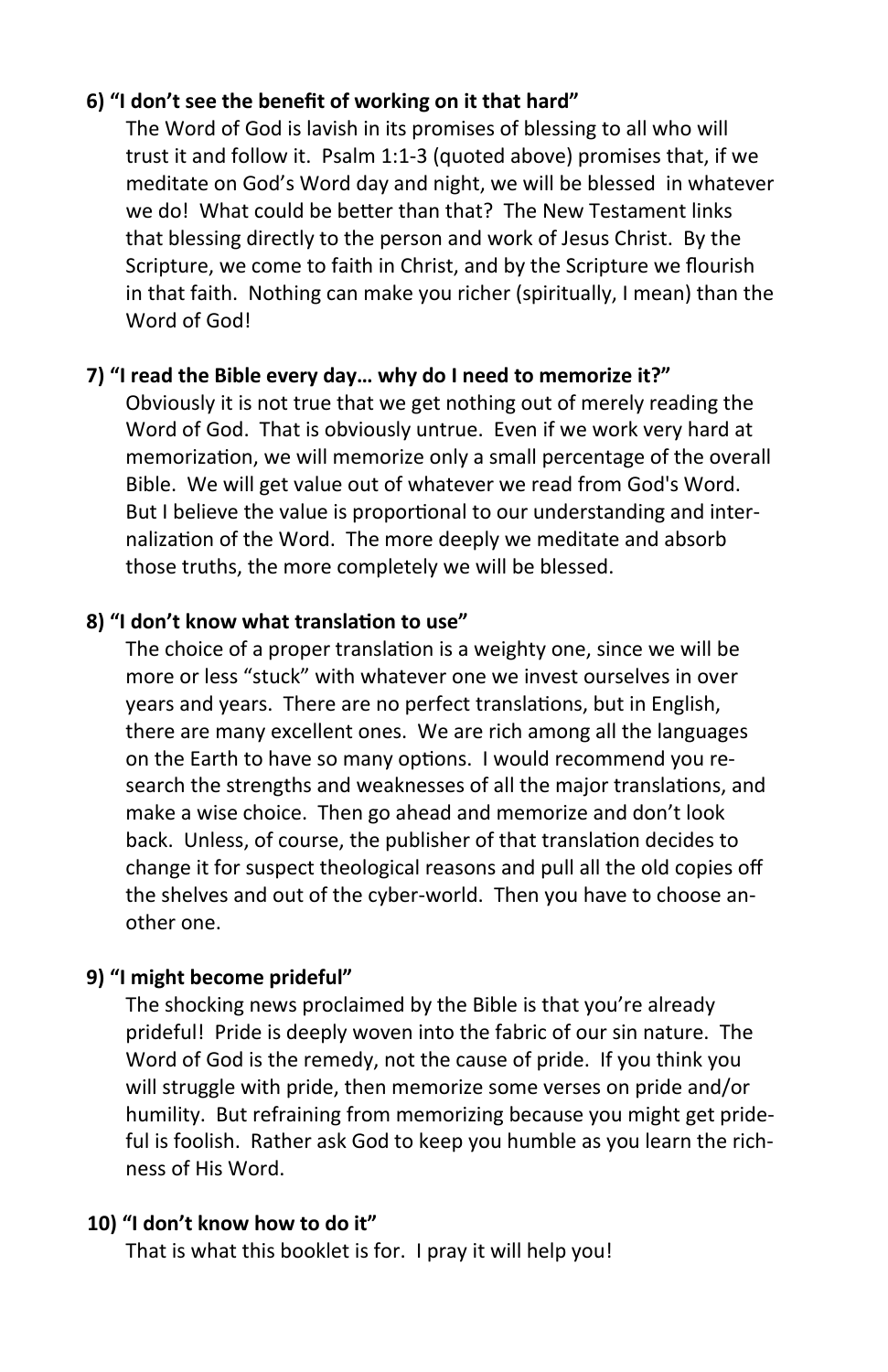**6) "I don't see the benefit of working on it that hard"**

The Word of God is lavish in its promises of blessing to all who will trust it and follow it. Psalm 1:1-3 (quoted above) promises that, if we meditate on God's Word day and night, we will be blessed in whatever we do! What could be better than that? The New Testament links that blessing directly to the person and work of Jesus Christ. By the Scripture, we come to faith in Christ, and by the Scripture we flourish in that faith. Nothing can make you richer (spiritually, I mean) than the Word of God!

**7) "I read the Bible every day… why do I need to memorize it?"**

Obviously it is not true that we get nothing out of merely reading the Word of God. That is obviously untrue. Even if we work very hard at memorization, we will memorize only a small percentage of the overall Bible. We will get value out of whatever we read from God's Word. But I believe the value is proportional to our understanding and internalization of the Word. The more deeply we meditate and absorb those truths, the more completely we will be blessed.

**8) "I don't know what translation to use"**

The choice of a proper translation is a weighty one, since we will be more or less "stuck" with whatever one we invest ourselves in over years and years. There are no perfect translations, but in English, there are many excellent ones. We are rich among all the languages on the Earth to have so many options. I would recommend you research the strengths and weaknesses of all the major translations, and make a wise choice. Then go ahead and memorize and don't look back. Unless, of course, the publisher of that translation decides to change it for suspect theological reasons and pull all the old copies off the shelves and out of the cyber-world. Then you have to choose another one.

**9) "I might become prideful"**

The shocking news proclaimed by the Bible is that you're already prideful! Pride is deeply woven into the fabric of our sin nature. The Word of God is the remedy, not the cause of pride. If you think you will struggle with pride, then memorize some verses on pride and/or humility. But refraining from memorizing because you might get prideful is foolish. Rather ask God to keep you humble as you learn the richness of His Word.

**10) "I don't know how to do it"**

That is what this booklet is for. I pray it will help you!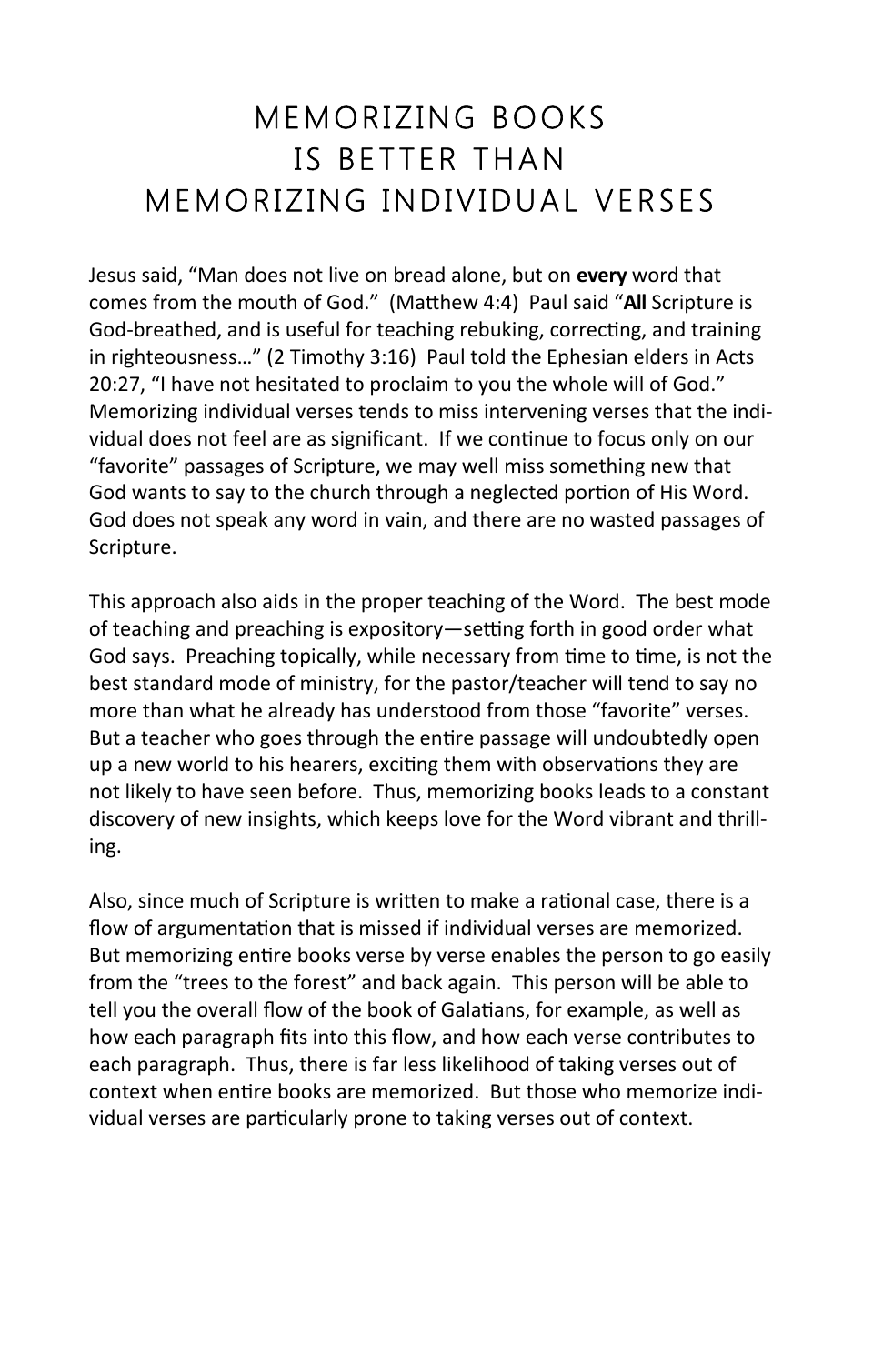# MEMORIZING BOOKS IS BETTER THAN MEMORIZING INDIVIDUAL VERSES

Jesus said, "Man does not live on bread alone, but on **every** word that comes from the mouth of God." (Matthew 4:4) Paul said "**All** Scripture is God-breathed, and is useful for teaching rebuking, correcting, and training in righteousness…" (2 Timothy 3:16) Paul told the Ephesian elders in Acts 20:27, "I have not hesitated to proclaim to you the whole will of God." Memorizing individual verses tends to miss intervening verses that the individual does not feel are as significant. If we continue to focus only on our "favorite" passages of Scripture, we may well miss something new that God wants to say to the church through a neglected portion of His Word. God does not speak any word in vain, and there are no wasted passages of Scripture.

This approach also aids in the proper teaching of the Word. The best mode of teaching and preaching is expository—setting forth in good order what God says. Preaching topically, while necessary from time to time, is not the best standard mode of ministry, for the pastor/teacher will tend to say no more than what he already has understood from those "favorite" verses. But a teacher who goes through the entire passage will undoubtedly open up a new world to his hearers, exciting them with observations they are not likely to have seen before. Thus, memorizing books leads to a constant discovery of new insights, which keeps love for the Word vibrant and thrilling.

Also, since much of Scripture is written to make a rational case, there is a flow of argumentation that is missed if individual verses are memorized. But memorizing entire books verse by verse enables the person to go easily from the "trees to the forest" and back again. This person will be able to tell you the overall flow of the book of Galatians, for example, as well as how each paragraph fits into this flow, and how each verse contributes to each paragraph. Thus, there is far less likelihood of taking verses out of context when entire books are memorized. But those who memorize individual verses are particularly prone to taking verses out of context.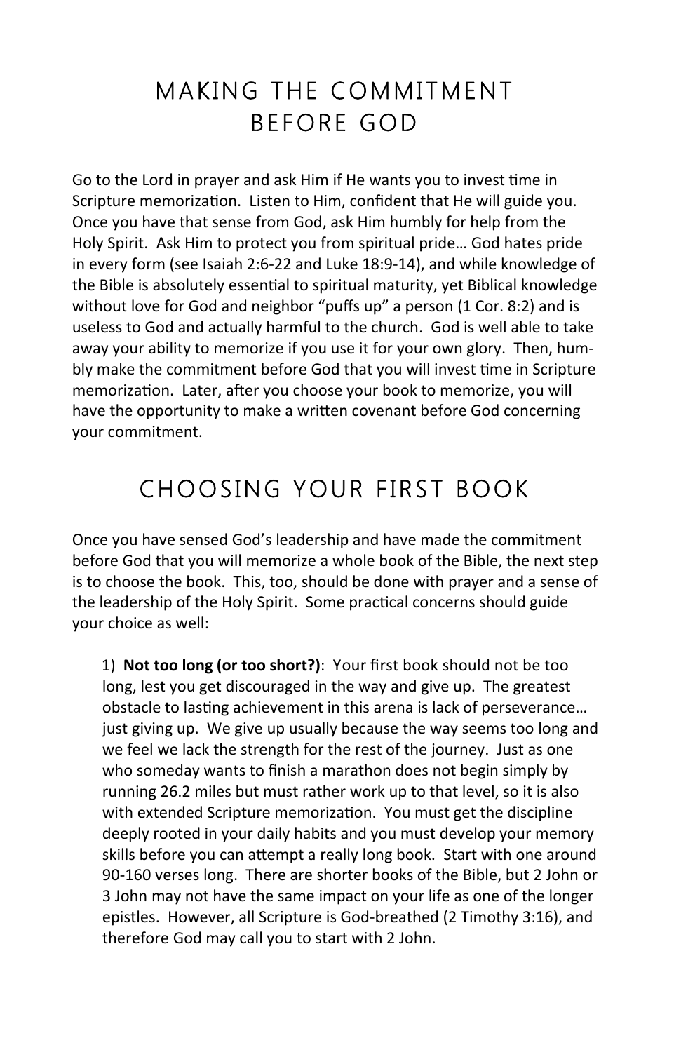# MAKING THE COMMITMENT BEFORE GOD

Go to the Lord in prayer and ask Him if He wants you to invest time in Scripture memorization. Listen to Him, confident that He will guide you. Once you have that sense from God, ask Him humbly for help from the Holy Spirit. Ask Him to protect you from spiritual pride… God hates pride in every form (see Isaiah 2:6-22 and Luke 18:9-14), and while knowledge of the Bible is absolutely essential to spiritual maturity, yet Biblical knowledge without love for God and neighbor "puffs up" a person (1 Cor. 8:2) and is useless to God and actually harmful to the church. God is well able to take away your ability to memorize if you use it for your own glory. Then, humbly make the commitment before God that you will invest time in Scripture memorization. Later, after you choose your book to memorize, you will have the opportunity to make a written covenant before God concerning your commitment.

# CHOOSING YOUR FIRST BOOK

Once you have sensed God's leadership and have made the commitment before God that you will memorize a whole book of the Bible, the next step is to choose the book. This, too, should be done with prayer and a sense of the leadership of the Holy Spirit. Some practical concerns should guide your choice as well:

1) **Not too long (or too short?)**: Your first book should not be too long, lest you get discouraged in the way and give up. The greatest obstacle to lasting achievement in this arena is lack of perseverance… just giving up. We give up usually because the way seems too long and we feel we lack the strength for the rest of the journey. Just as one who someday wants to finish a marathon does not begin simply by running 26.2 miles but must rather work up to that level, so it is also with extended Scripture memorization. You must get the discipline deeply rooted in your daily habits and you must develop your memory skills before you can attempt a really long book. Start with one around 90-160 verses long. There are shorter books of the Bible, but 2 John or 3 John may not have the same impact on your life as one of the longer epistles. However, all Scripture is God-breathed (2 Timothy 3:16), and therefore God may call you to start with 2 John.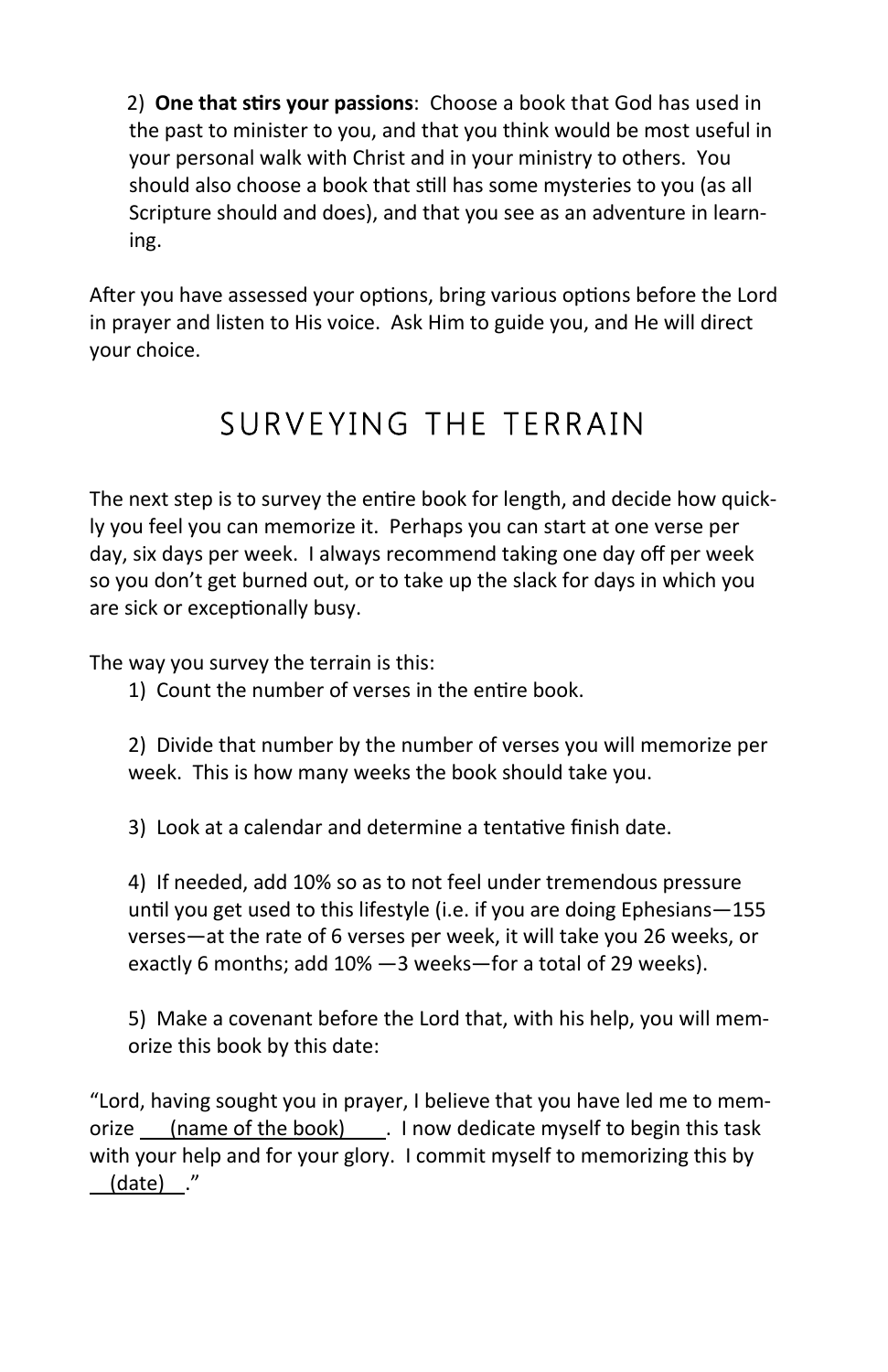2) **One that stirs your passions**: Choose a book that God has used in the past to minister to you, and that you think would be most useful in your personal walk with Christ and in your ministry to others. You should also choose a book that still has some mysteries to you (as all Scripture should and does), and that you see as an adventure in learning.

After you have assessed your options, bring various options before the Lord in prayer and listen to His voice. Ask Him to guide you, and He will direct your choice.

## SURVEYING THE TERRAIN

The next step is to survey the entire book for length, and decide how quickly you feel you can memorize it. Perhaps you can start at one verse per day, six days per week. I always recommend taking one day off per week so you don't get burned out, or to take up the slack for days in which you are sick or exceptionally busy.

The way you survey the terrain is this:

1) Count the number of verses in the entire book.

2) Divide that number by the number of verses you will memorize per week. This is how many weeks the book should take you.

3) Look at a calendar and determine a tentative finish date.

4) If needed, add 10% so as to not feel under tremendous pressure until you get used to this lifestyle (i.e. if you are doing Ephesians—155 verses—at the rate of 6 verses per week, it will take you 26 weeks, or exactly 6 months; add 10% —3 weeks—for a total of 29 weeks).

5) Make a covenant before the Lord that, with his help, you will memorize this book by this date:

"Lord, having sought you in prayer, I believe that you have led me to memorize <u>(name of the book)</u>. I now dedicate myself to begin this task with your help and for your glory. I commit myself to memorizing this by <u>(date)</u>."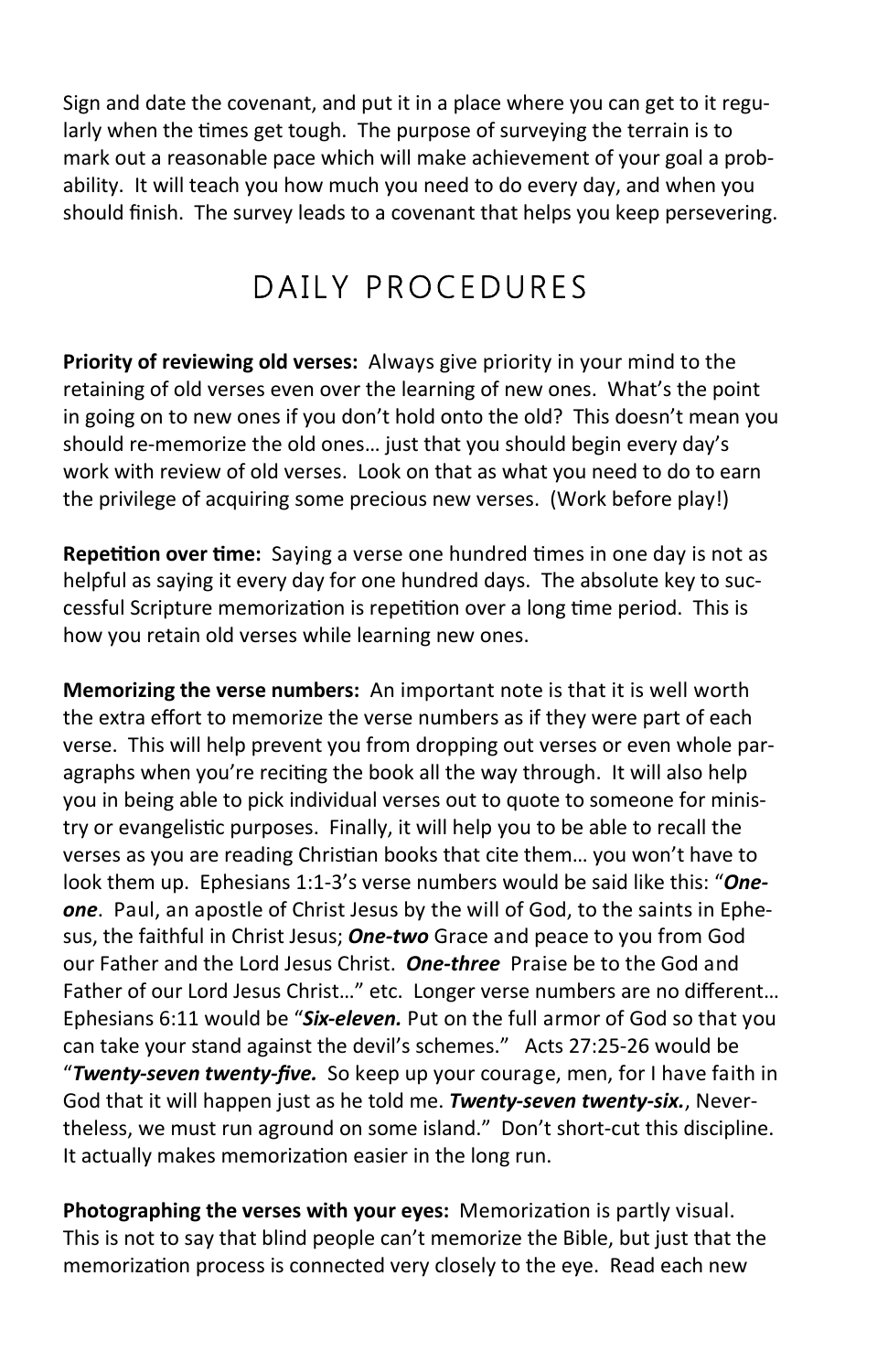Sign and date the covenant, and put it in a place where you can get to it regularly when the times get tough. The purpose of surveying the terrain is to mark out a reasonable pace which will make achievement of your goal a probability. It will teach you how much you need to do every day, and when you should finish. The survey leads to a covenant that helps you keep persevering.

## DAILY PROCEDURES

**Priority of reviewing old verses:** Always give priority in your mind to the retaining of old verses even over the learning of new ones. What's the point in going on to new ones if you don't hold onto the old? This doesn't mean you should re-memorize the old ones… just that you should begin every day's work with review of old verses. Look on that as what you need to do to earn the privilege of acquiring some precious new verses. (Work before play!)

**Repetition over time:** Saying a verse one hundred times in one day is not as helpful as saying it every day for one hundred days. The absolute key to successful Scripture memorization is repetition over a long time period. This is how you retain old verses while learning new ones.

**Memorizing the verse numbers:** An important note is that it is well worth the extra effort to memorize the verse numbers as if they were part of each verse. This will help prevent you from dropping out verses or even whole paragraphs when you're reciting the book all the way through. It will also help you in being able to pick individual verses out to quote to someone for ministry or evangelistic purposes. Finally, it will help you to be able to recall the verses as you are reading Christian books that cite them… you won't have to look them up. Ephesians 1:1-3's verse numbers would be said like this: "***One-one***. Paul, an apostle of Christ Jesus by the will of God, to the saints in Ephesus, the faithful in Christ Jesus; ***One-two*** Grace and peace to you from God our Father and the Lord Jesus Christ. ***One-three*** Praise be to the God and Father of our Lord Jesus Christ…" etc. Longer verse numbers are no different… Ephesians 6:11 would be "***Six-eleven.*** Put on the full armor of God so that you can take your stand against the devil's schemes." Acts 27:25-26 would be "***Twenty-seven twenty-five.*** So keep up your courage, men, for I have faith in God that it will happen just as he told me. ***Twenty-seven twenty-six.***, Nevertheless, we must run aground on some island." Don't short-cut this discipline. It actually makes memorization easier in the long run.

**Photographing the verses with your eyes:** Memorization is partly visual. This is not to say that blind people can't memorize the Bible, but just that the memorization process is connected very closely to the eye. Read each new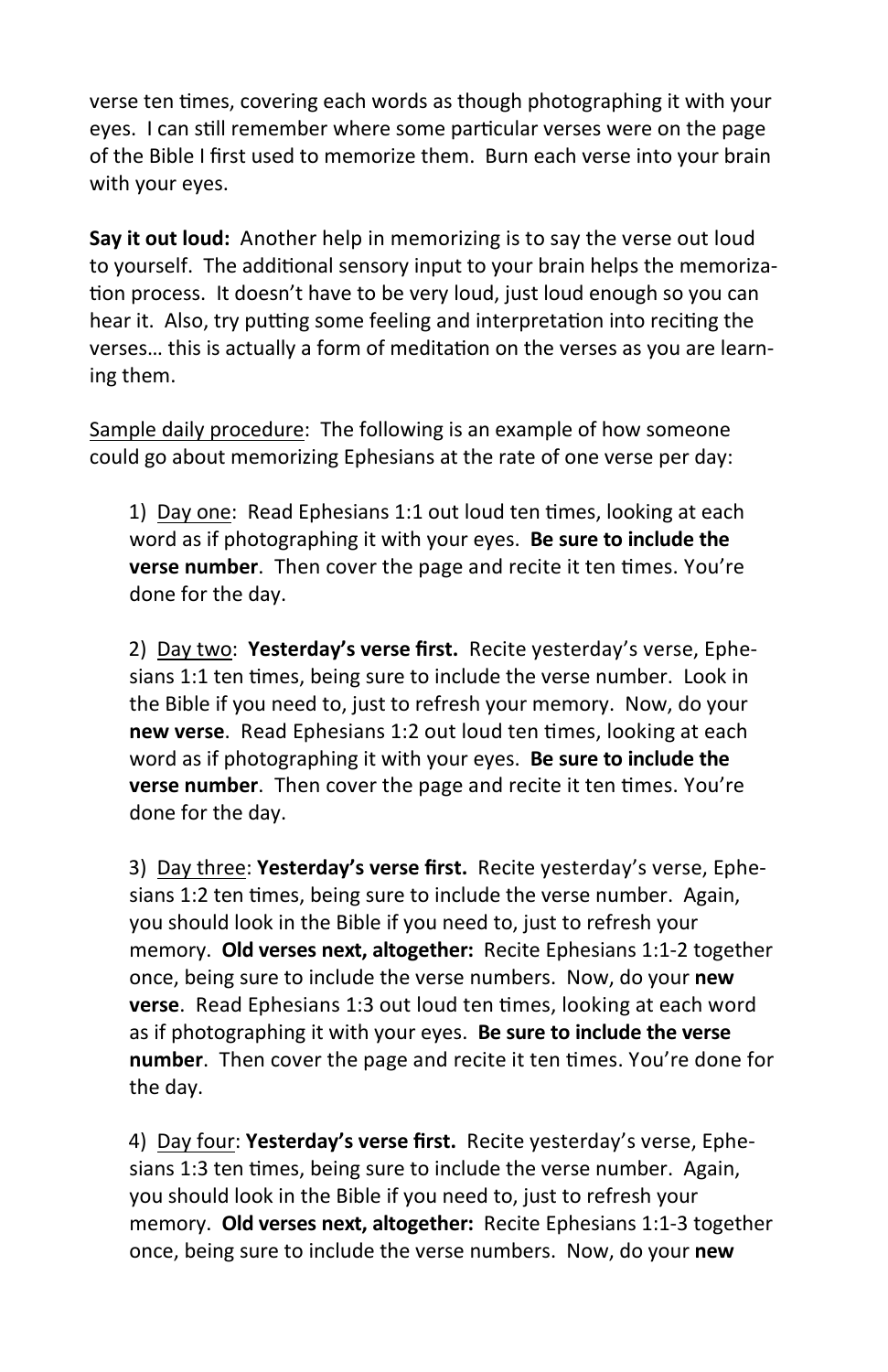verse ten times, covering each words as though photographing it with your eyes. I can still remember where some particular verses were on the page of the Bible I first used to memorize them. Burn each verse into your brain with your eyes.

**Say it out loud:** Another help in memorizing is to say the verse out loud to yourself. The additional sensory input to your brain helps the memorization process. It doesn't have to be very loud, just loud enough so you can hear it. Also, try putting some feeling and interpretation into reciting the verses… this is actually a form of meditation on the verses as you are learning them.

<u>Sample daily procedure</u>: The following is an example of how someone could go about memorizing Ephesians at the rate of one verse per day:

1) <u>Day one</u>: Read Ephesians 1:1 out loud ten times, looking at each word as if photographing it with your eyes. **Be sure to include the verse number**. Then cover the page and recite it ten times. You're done for the day.

2) <u>Day two</u>: **Yesterday's verse first.** Recite yesterday's verse, Ephesians 1:1 ten times, being sure to include the verse number. Look in the Bible if you need to, just to refresh your memory. Now, do your **new verse**. Read Ephesians 1:2 out loud ten times, looking at each word as if photographing it with your eyes. **Be sure to include the verse number**. Then cover the page and recite it ten times. You're done for the day.

3) <u>Day three</u>: **Yesterday's verse first.** Recite yesterday's verse, Ephesians 1:2 ten times, being sure to include the verse number. Again, you should look in the Bible if you need to, just to refresh your memory. **Old verses next, altogether:** Recite Ephesians 1:1-2 together once, being sure to include the verse numbers. Now, do your **new verse**. Read Ephesians 1:3 out loud ten times, looking at each word as if photographing it with your eyes. **Be sure to include the verse number**. Then cover the page and recite it ten times. You're done for the day.

4) <u>Day four</u>: **Yesterday's verse first.** Recite yesterday's verse, Ephesians 1:3 ten times, being sure to include the verse number. Again, you should look in the Bible if you need to, just to refresh your memory. **Old verses next, altogether:** Recite Ephesians 1:1-3 together once, being sure to include the verse numbers. Now, do your **new**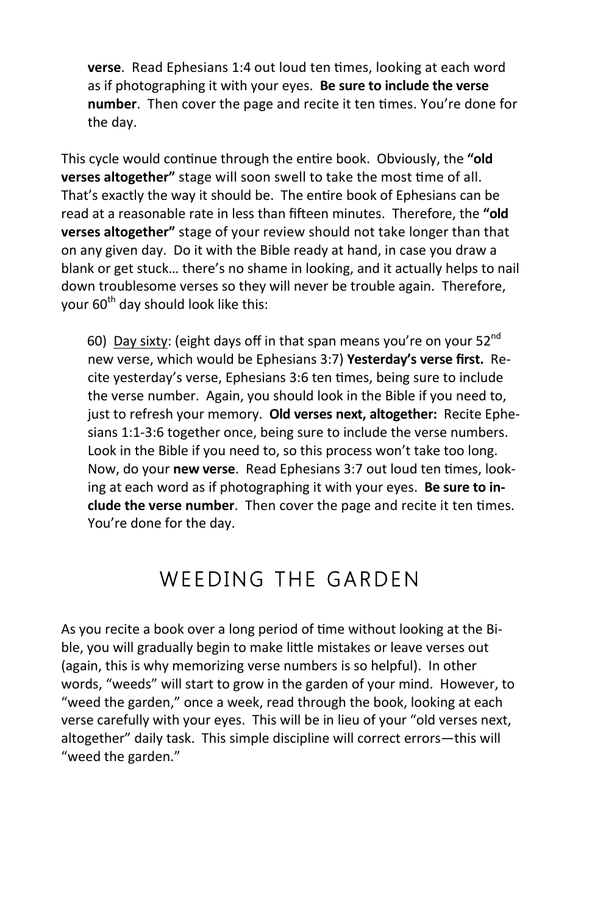**verse**. Read Ephesians 1:4 out loud ten times, looking at each word as if photographing it with your eyes. **Be sure to include the verse number**. Then cover the page and recite it ten times. You're done for the day.

This cycle would continue through the entire book. Obviously, the **"old verses altogether"** stage will soon swell to take the most time of all. That's exactly the way it should be. The entire book of Ephesians can be read at a reasonable rate in less than fifteen minutes. Therefore, the **"old verses altogether"** stage of your review should not take longer than that on any given day. Do it with the Bible ready at hand, in case you draw a blank or get stuck… there's no shame in looking, and it actually helps to nail down troublesome verses so they will never be trouble again. Therefore, your 60th day should look like this:

60) Day sixty: (eight days off in that span means you're on your 52nd new verse, which would be Ephesians 3:7) **Yesterday's verse first.** Recite yesterday's verse, Ephesians 3:6 ten times, being sure to include the verse number. Again, you should look in the Bible if you need to, just to refresh your memory. **Old verses next, altogether:** Recite Ephesians 1:1-3:6 together once, being sure to include the verse numbers. Look in the Bible if you need to, so this process won't take too long. Now, do your **new verse**. Read Ephesians 3:7 out loud ten times, looking at each word as if photographing it with your eyes. **Be sure to include the verse number**. Then cover the page and recite it ten times. You're done for the day.

## WEEDING THE GARDEN

As you recite a book over a long period of time without looking at the Bible, you will gradually begin to make little mistakes or leave verses out (again, this is why memorizing verse numbers is so helpful). In other words, "weeds" will start to grow in the garden of your mind. However, to "weed the garden," once a week, read through the book, looking at each verse carefully with your eyes. This will be in lieu of your "old verses next, altogether" daily task. This simple discipline will correct errors—this will "weed the garden."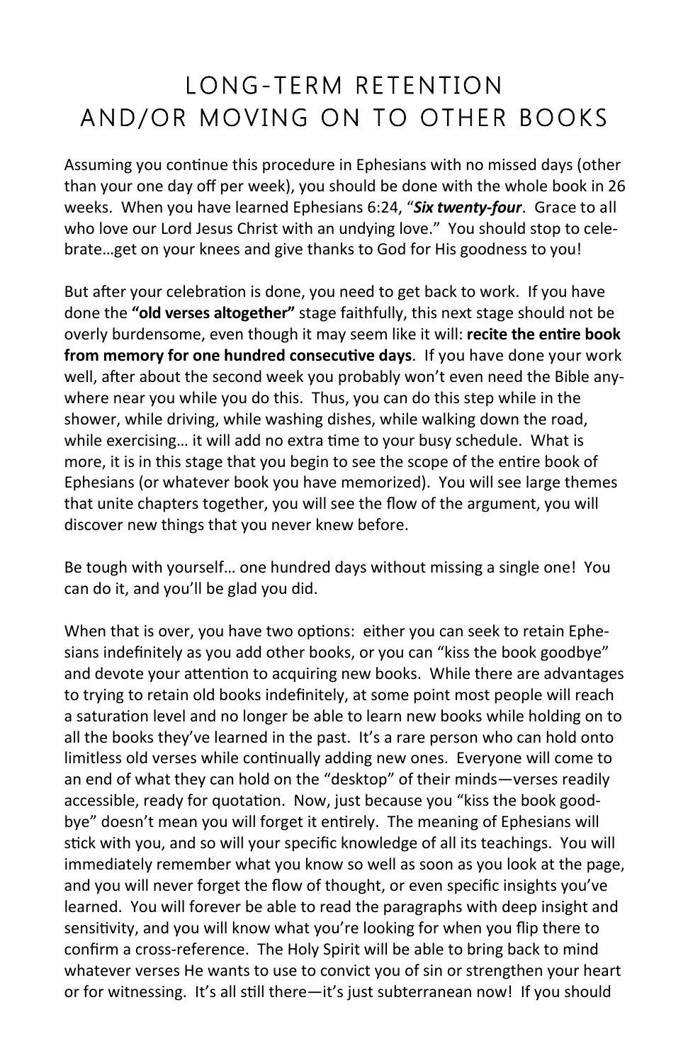# LONG-TERM RETENTION AND/OR MOVING ON TO OTHER BOOKS

Assuming you continue this procedure in Ephesians with no missed days (other than your one day off per week), you should be done with the whole book in 26 weeks. When you have learned Ephesians 6:24, "***Six twenty-four***. Grace to all who love our Lord Jesus Christ with an undying love." You should stop to celebrate…get on your knees and give thanks to God for His goodness to you!

But after your celebration is done, you need to get back to work. If you have done the **"old verses altogether"** stage faithfully, this next stage should not be overly burdensome, even though it may seem like it will: **recite the entire book from memory for one hundred consecutive days**. If you have done your work well, after about the second week you probably won't even need the Bible anywhere near you while you do this. Thus, you can do this step while in the shower, while driving, while washing dishes, while walking down the road, while exercising… it will add no extra time to your busy schedule. What is more, it is in this stage that you begin to see the scope of the entire book of Ephesians (or whatever book you have memorized). You will see large themes that unite chapters together, you will see the flow of the argument, you will discover new things that you never knew before.

Be tough with yourself… one hundred days without missing a single one! You can do it, and you'll be glad you did.

When that is over, you have two options: either you can seek to retain Ephesians indefinitely as you add other books, or you can "kiss the book goodbye" and devote your attention to acquiring new books. While there are advantages to trying to retain old books indefinitely, at some point most people will reach a saturation level and no longer be able to learn new books while holding on to all the books they've learned in the past. It's a rare person who can hold onto limitless old verses while continually adding new ones. Everyone will come to an end of what they can hold on the "desktop" of their minds—verses readily accessible, ready for quotation. Now, just because you "kiss the book goodbye" doesn't mean you will forget it entirely. The meaning of Ephesians will stick with you, and so will your specific knowledge of all its teachings. You will immediately remember what you know so well as soon as you look at the page, and you will never forget the flow of thought, or even specific insights you've learned. You will forever be able to read the paragraphs with deep insight and sensitivity, and you will know what you're looking for when you flip there to confirm a cross-reference. The Holy Spirit will be able to bring back to mind whatever verses He wants to use to convict you of sin or strengthen your heart or for witnessing. It's all still there—it's just subterranean now! If you should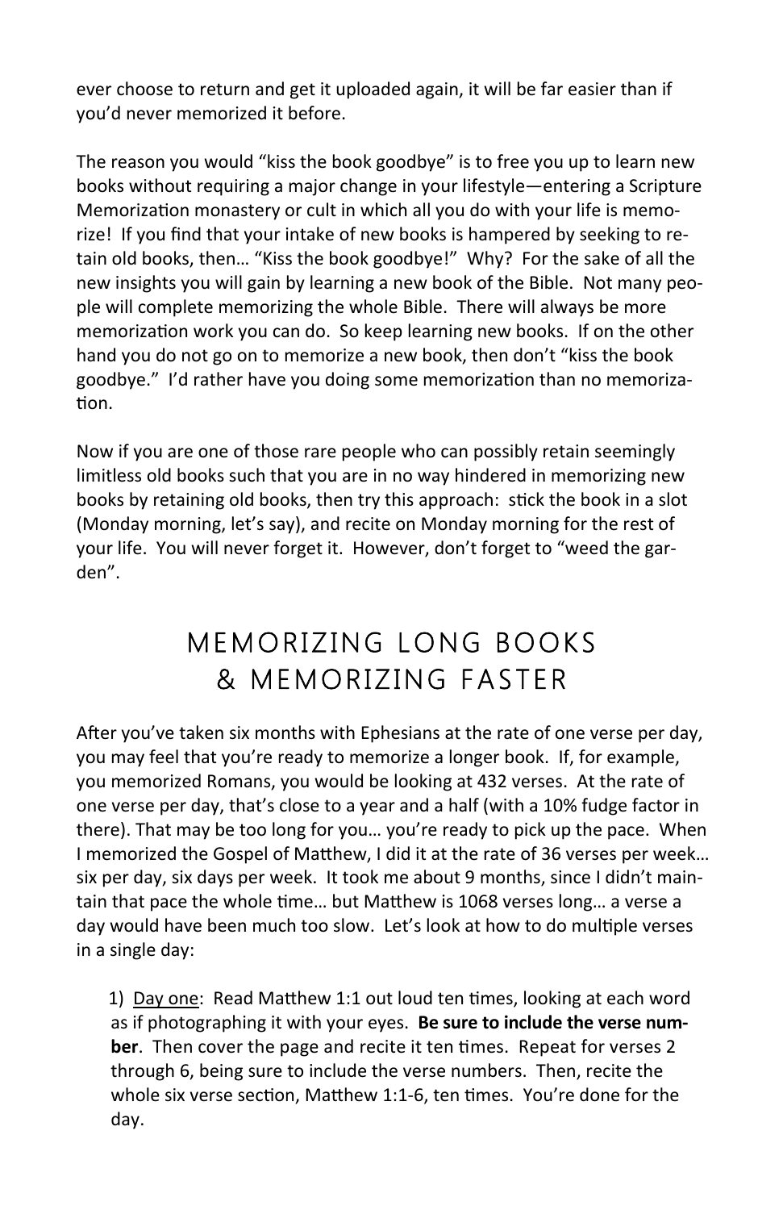ever choose to return and get it uploaded again, it will be far easier than if you'd never memorized it before.

The reason you would "kiss the book goodbye" is to free you up to learn new books without requiring a major change in your lifestyle—entering a Scripture Memorization monastery or cult in which all you do with your life is memorize! If you find that your intake of new books is hampered by seeking to retain old books, then… "Kiss the book goodbye!" Why? For the sake of all the new insights you will gain by learning a new book of the Bible. Not many people will complete memorizing the whole Bible. There will always be more memorization work you can do. So keep learning new books. If on the other hand you do not go on to memorize a new book, then don't "kiss the book goodbye." I'd rather have you doing some memorization than no memorization.

Now if you are one of those rare people who can possibly retain seemingly limitless old books such that you are in no way hindered in memorizing new books by retaining old books, then try this approach: stick the book in a slot (Monday morning, let's say), and recite on Monday morning for the rest of your life. You will never forget it. However, don't forget to "weed the garden".

## MEMORIZING LONG BOOKS & MEMORIZING FASTER

After you've taken six months with Ephesians at the rate of one verse per day, you may feel that you're ready to memorize a longer book. If, for example, you memorized Romans, you would be looking at 432 verses. At the rate of one verse per day, that's close to a year and a half (with a 10% fudge factor in there). That may be too long for you… you're ready to pick up the pace. When I memorized the Gospel of Matthew, I did it at the rate of 36 verses per week… six per day, six days per week. It took me about 9 months, since I didn't maintain that pace the whole time… but Matthew is 1068 verses long… a verse a day would have been much too slow. Let's look at how to do multiple verses in a single day:

1) Day one: Read Matthew 1:1 out loud ten times, looking at each word as if photographing it with your eyes. **Be sure to include the verse number**. Then cover the page and recite it ten times. Repeat for verses 2 through 6, being sure to include the verse numbers. Then, recite the whole six verse section, Matthew 1:1-6, ten times. You're done for the day.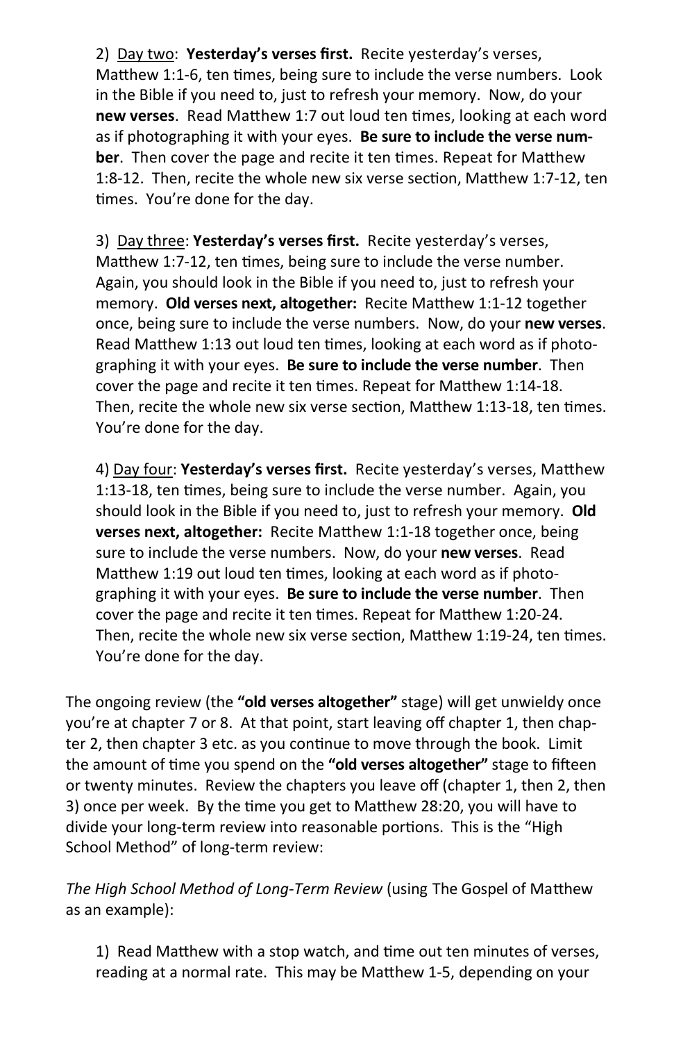2) <u>Day two</u>: **Yesterday's verses first.** Recite yesterday's verses, Matthew 1:1-6, ten times, being sure to include the verse numbers. Look in the Bible if you need to, just to refresh your memory. Now, do your **new verses**. Read Matthew 1:7 out loud ten times, looking at each word as if photographing it with your eyes. **Be sure to include the verse number**. Then cover the page and recite it ten times. Repeat for Matthew 1:8-12. Then, recite the whole new six verse section, Matthew 1:7-12, ten times. You're done for the day.

3) <u>Day three</u>: **Yesterday's verses first.** Recite yesterday's verses, Matthew 1:7-12, ten times, being sure to include the verse number. Again, you should look in the Bible if you need to, just to refresh your memory. **Old verses next, altogether:** Recite Matthew 1:1-12 together once, being sure to include the verse numbers. Now, do your **new verses**. Read Matthew 1:13 out loud ten times, looking at each word as if photographing it with your eyes. **Be sure to include the verse number**. Then cover the page and recite it ten times. Repeat for Matthew 1:14-18. Then, recite the whole new six verse section, Matthew 1:13-18, ten times. You're done for the day.

4) <u>Day four</u>: **Yesterday's verses first.** Recite yesterday's verses, Matthew 1:13-18, ten times, being sure to include the verse number. Again, you should look in the Bible if you need to, just to refresh your memory. **Old verses next, altogether:** Recite Matthew 1:1-18 together once, being sure to include the verse numbers. Now, do your **new verses**. Read Matthew 1:19 out loud ten times, looking at each word as if photographing it with your eyes. **Be sure to include the verse number**. Then cover the page and recite it ten times. Repeat for Matthew 1:20-24. Then, recite the whole new six verse section, Matthew 1:19-24, ten times. You're done for the day.

The ongoing review (the **"old verses altogether"** stage) will get unwieldy once you're at chapter 7 or 8. At that point, start leaving off chapter 1, then chapter 2, then chapter 3 etc. as you continue to move through the book. Limit the amount of time you spend on the **"old verses altogether"** stage to fifteen or twenty minutes. Review the chapters you leave off (chapter 1, then 2, then 3) once per week. By the time you get to Matthew 28:20, you will have to divide your long-term review into reasonable portions. This is the "High School Method" of long-term review:

*The High School Method of Long-Term Review* (using The Gospel of Matthew as an example):

1) Read Matthew with a stop watch, and time out ten minutes of verses, reading at a normal rate. This may be Matthew 1-5, depending on your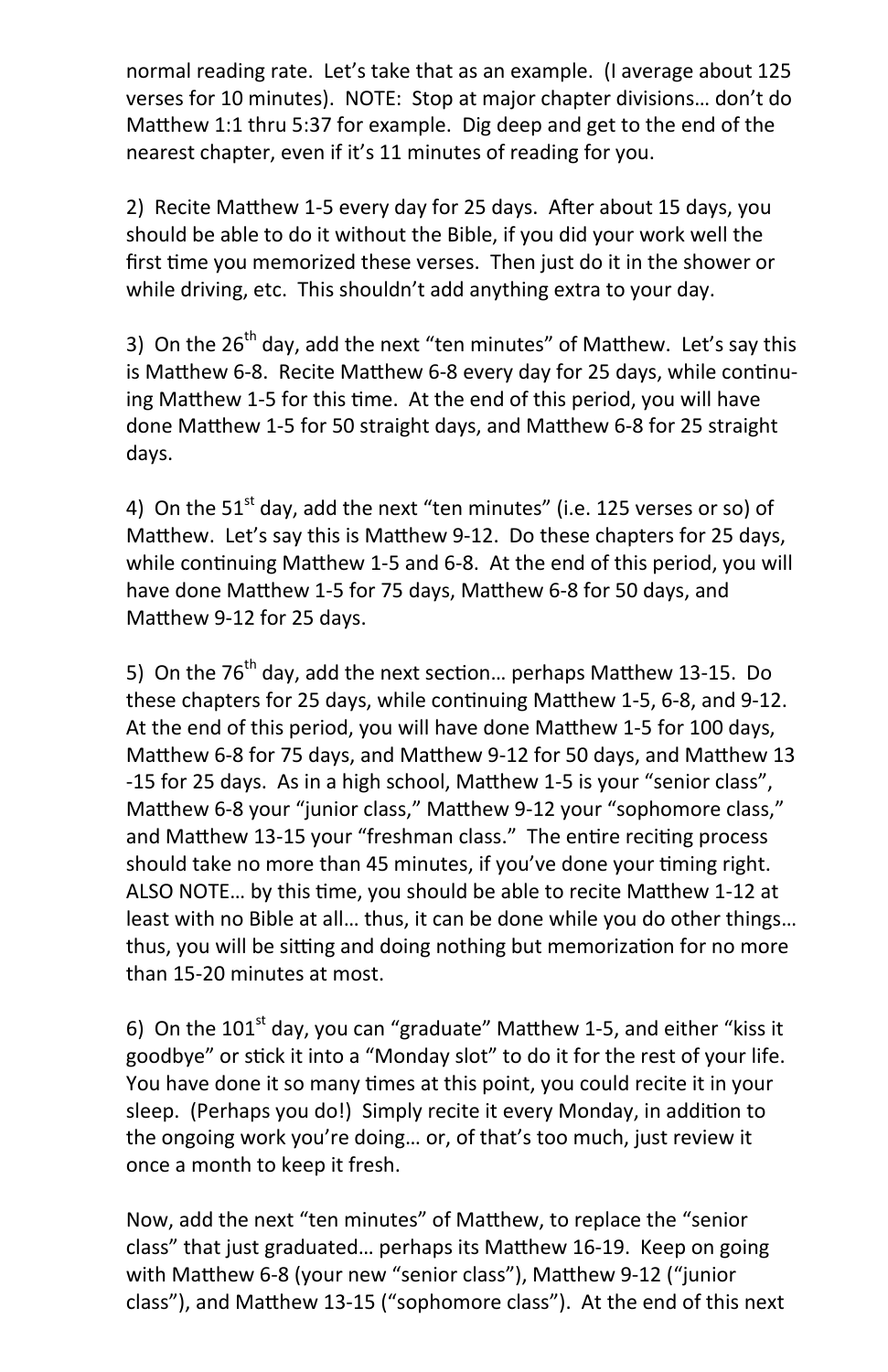normal reading rate. Let's take that as an example. (I average about 125 verses for 10 minutes). NOTE: Stop at major chapter divisions… don't do Matthew 1:1 thru 5:37 for example. Dig deep and get to the end of the nearest chapter, even if it's 11 minutes of reading for you.

2) Recite Matthew 1-5 every day for 25 days. After about 15 days, you should be able to do it without the Bible, if you did your work well the first time you memorized these verses. Then just do it in the shower or while driving, etc. This shouldn't add anything extra to your day.

3) On the 26th day, add the next "ten minutes" of Matthew. Let's say this is Matthew 6-8. Recite Matthew 6-8 every day for 25 days, while continuing Matthew 1-5 for this time. At the end of this period, you will have done Matthew 1-5 for 50 straight days, and Matthew 6-8 for 25 straight days.

4) On the 51st day, add the next "ten minutes" (i.e. 125 verses or so) of Matthew. Let's say this is Matthew 9-12. Do these chapters for 25 days, while continuing Matthew 1-5 and 6-8. At the end of this period, you will have done Matthew 1-5 for 75 days, Matthew 6-8 for 50 days, and Matthew 9-12 for 25 days.

5) On the 76th day, add the next section… perhaps Matthew 13-15. Do these chapters for 25 days, while continuing Matthew 1-5, 6-8, and 9-12. At the end of this period, you will have done Matthew 1-5 for 100 days, Matthew 6-8 for 75 days, and Matthew 9-12 for 50 days, and Matthew 13-15 for 25 days. As in a high school, Matthew 1-5 is your "senior class", Matthew 6-8 your "junior class," Matthew 9-12 your "sophomore class," and Matthew 13-15 your "freshman class." The entire reciting process should take no more than 45 minutes, if you've done your timing right. ALSO NOTE… by this time, you should be able to recite Matthew 1-12 at least with no Bible at all… thus, it can be done while you do other things… thus, you will be sitting and doing nothing but memorization for no more than 15-20 minutes at most.

6) On the 101st day, you can "graduate" Matthew 1-5, and either "kiss it goodbye" or stick it into a "Monday slot" to do it for the rest of your life. You have done it so many times at this point, you could recite it in your sleep. (Perhaps you do!) Simply recite it every Monday, in addition to the ongoing work you're doing… or, of that's too much, just review it once a month to keep it fresh.

Now, add the next "ten minutes" of Matthew, to replace the "senior class" that just graduated… perhaps its Matthew 16-19. Keep on going with Matthew 6-8 (your new "senior class"), Matthew 9-12 ("junior class"), and Matthew 13-15 ("sophomore class"). At the end of this next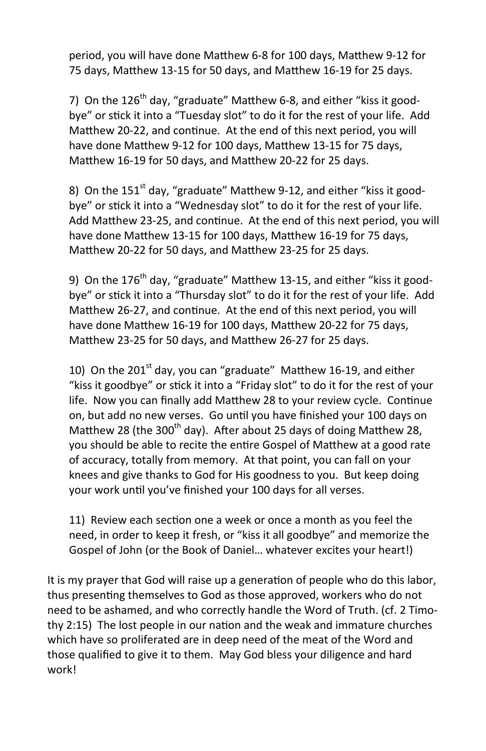period, you will have done Matthew 6-8 for 100 days, Matthew 9-12 for 75 days, Matthew 13-15 for 50 days, and Matthew 16-19 for 25 days.

7) On the 126th day, "graduate" Matthew 6-8, and either "kiss it goodbye" or stick it into a "Tuesday slot" to do it for the rest of your life. Add Matthew 20-22, and continue. At the end of this next period, you will have done Matthew 9-12 for 100 days, Matthew 13-15 for 75 days, Matthew 16-19 for 50 days, and Matthew 20-22 for 25 days.

8) On the 151st day, "graduate" Matthew 9-12, and either "kiss it goodbye" or stick it into a "Wednesday slot" to do it for the rest of your life. Add Matthew 23-25, and continue. At the end of this next period, you will have done Matthew 13-15 for 100 days, Matthew 16-19 for 75 days, Matthew 20-22 for 50 days, and Matthew 23-25 for 25 days.

9) On the 176th day, "graduate" Matthew 13-15, and either "kiss it goodbye" or stick it into a "Thursday slot" to do it for the rest of your life. Add Matthew 26-27, and continue. At the end of this next period, you will have done Matthew 16-19 for 100 days, Matthew 20-22 for 75 days, Matthew 23-25 for 50 days, and Matthew 26-27 for 25 days.

10) On the 201st day, you can "graduate" Matthew 16-19, and either "kiss it goodbye" or stick it into a "Friday slot" to do it for the rest of your life. Now you can finally add Matthew 28 to your review cycle. Continue on, but add no new verses. Go until you have finished your 100 days on Matthew 28 (the 300th day). After about 25 days of doing Matthew 28, you should be able to recite the entire Gospel of Matthew at a good rate of accuracy, totally from memory. At that point, you can fall on your knees and give thanks to God for His goodness to you. But keep doing your work until you've finished your 100 days for all verses.

11) Review each section one a week or once a month as you feel the need, in order to keep it fresh, or "kiss it all goodbye" and memorize the Gospel of John (or the Book of Daniel… whatever excites your heart!)

It is my prayer that God will raise up a generation of people who do this labor, thus presenting themselves to God as those approved, workers who do not need to be ashamed, and who correctly handle the Word of Truth. (cf. 2 Timothy 2:15) The lost people in our nation and the weak and immature churches which have so proliferated are in deep need of the meat of the Word and those qualified to give it to them. May God bless your diligence and hard work!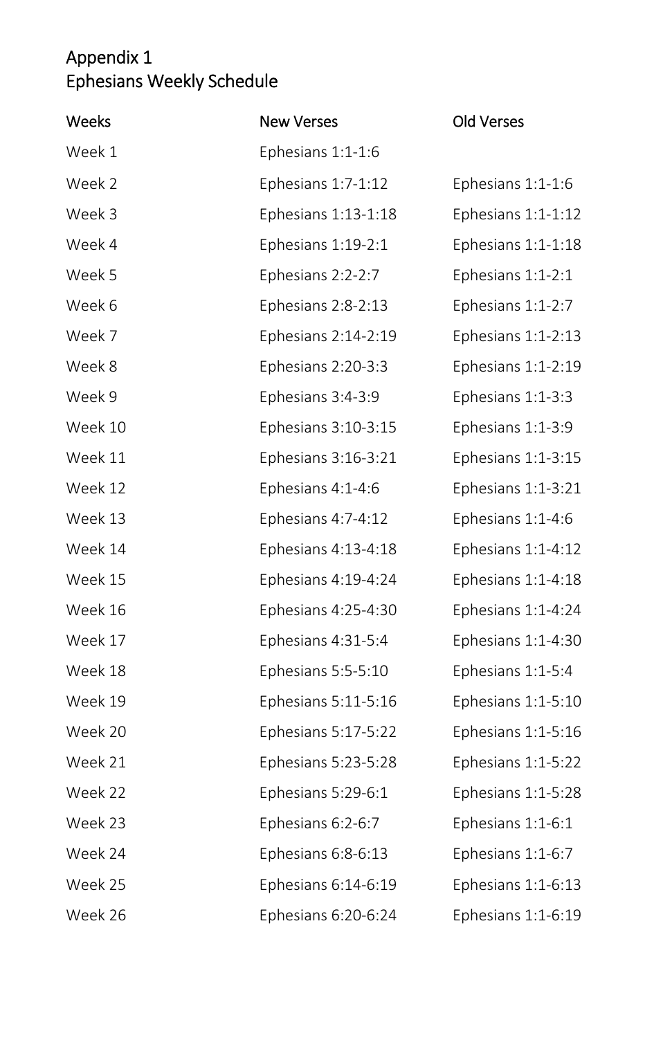# Appendix 1
## Ephesians Weekly Schedule

| Weeks | New Verses | Old Verses |
|---|---|---|
| Week 1 | Ephesians 1:1-1:6 | |
| Week 2 | Ephesians 1:7-1:12 | Ephesians 1:1-1:6 |
| Week 3 | Ephesians 1:13-1:18 | Ephesians 1:1-1:12 |
| Week 4 | Ephesians 1:19-2:1 | Ephesians 1:1-1:18 |
| Week 5 | Ephesians 2:2-2:7 | Ephesians 1:1-2:1 |
| Week 6 | Ephesians 2:8-2:13 | Ephesians 1:1-2:7 |
| Week 7 | Ephesians 2:14-2:19 | Ephesians 1:1-2:13 |
| Week 8 | Ephesians 2:20-3:3 | Ephesians 1:1-2:19 |
| Week 9 | Ephesians 3:4-3:9 | Ephesians 1:1-3:3 |
| Week 10 | Ephesians 3:10-3:15 | Ephesians 1:1-3:9 |
| Week 11 | Ephesians 3:16-3:21 | Ephesians 1:1-3:15 |
| Week 12 | Ephesians 4:1-4:6 | Ephesians 1:1-3:21 |
| Week 13 | Ephesians 4:7-4:12 | Ephesians 1:1-4:6 |
| Week 14 | Ephesians 4:13-4:18 | Ephesians 1:1-4:12 |
| Week 15 | Ephesians 4:19-4:24 | Ephesians 1:1-4:18 |
| Week 16 | Ephesians 4:25-4:30 | Ephesians 1:1-4:24 |
| Week 17 | Ephesians 4:31-5:4 | Ephesians 1:1-4:30 |
| Week 18 | Ephesians 5:5-5:10 | Ephesians 1:1-5:4 |
| Week 19 | Ephesians 5:11-5:16 | Ephesians 1:1-5:10 |
| Week 20 | Ephesians 5:17-5:22 | Ephesians 1:1-5:16 |
| Week 21 | Ephesians 5:23-5:28 | Ephesians 1:1-5:22 |
| Week 22 | Ephesians 5:29-6:1 | Ephesians 1:1-5:28 |
| Week 23 | Ephesians 6:2-6:7 | Ephesians 1:1-6:1 |
| Week 24 | Ephesians 6:8-6:13 | Ephesians 1:1-6:7 |
| Week 25 | Ephesians 6:14-6:19 | Ephesians 1:1-6:13 |
| Week 26 | Ephesians 6:20-6:24 | Ephesians 1:1-6:19 |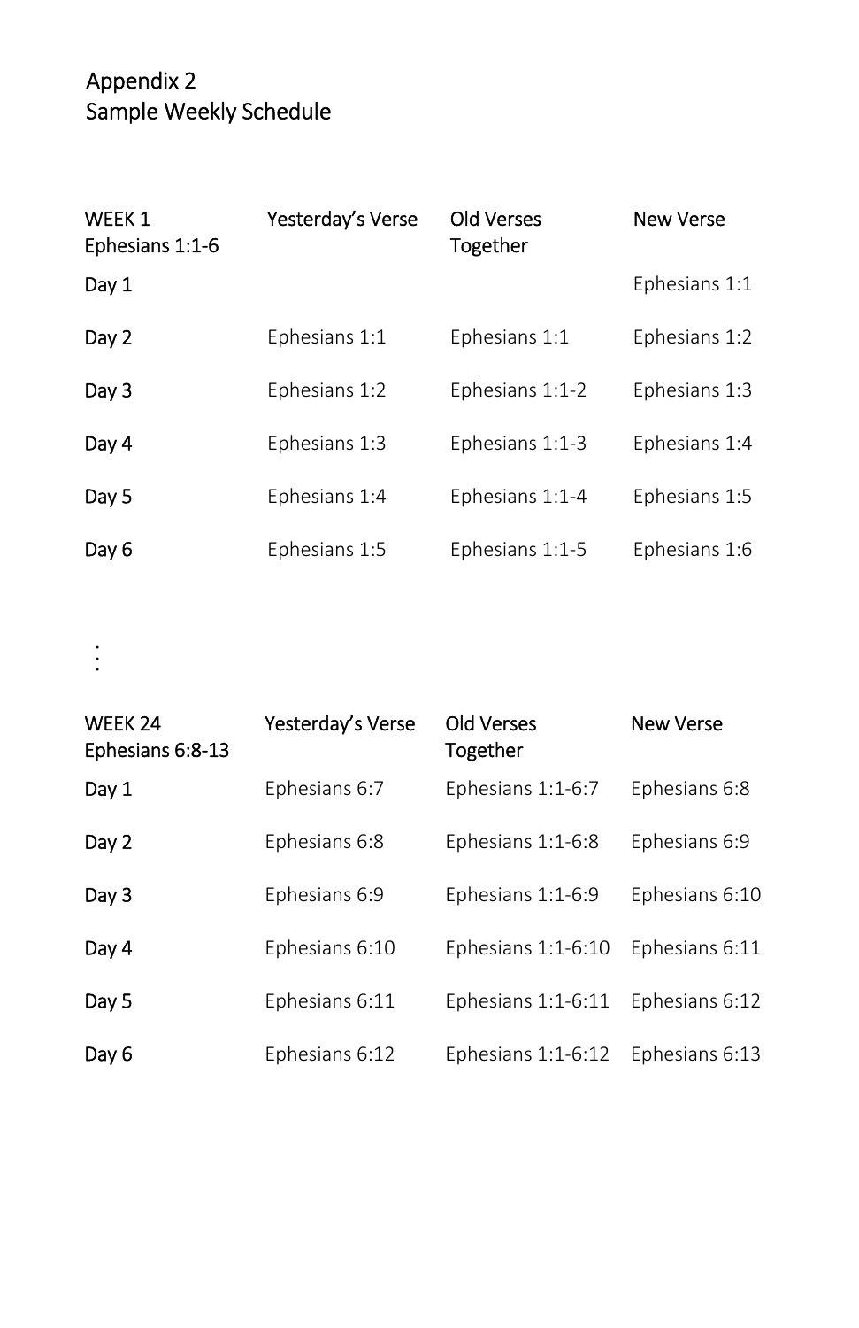# Appendix 2
## Sample Weekly Schedule

| WEEK 1 Ephesians 1:1-6 | Yesterday's Verse | Old Verses Together | New Verse |
|---|---|---|---|
| Day 1 | | | Ephesians 1:1 |
| Day 2 | Ephesians 1:1 | Ephesians 1:1 | Ephesians 1:2 |
| Day 3 | Ephesians 1:2 | Ephesians 1:1-2 | Ephesians 1:3 |
| Day 4 | Ephesians 1:3 | Ephesians 1:1-3 | Ephesians 1:4 |
| Day 5 | Ephesians 1:4 | Ephesians 1:1-4 | Ephesians 1:5 |
| Day 6 | Ephesians 1:5 | Ephesians 1:1-5 | Ephesians 1:6 |

⋮

| WEEK 24 Ephesians 6:8-13 | Yesterday's Verse | Old Verses Together | New Verse |
|---|---|---|---|
| Day 1 | Ephesians 6:7 | Ephesians 1:1-6:7 | Ephesians 6:8 |
| Day 2 | Ephesians 6:8 | Ephesians 1:1-6:8 | Ephesians 6:9 |
| Day 3 | Ephesians 6:9 | Ephesians 1:1-6:9 | Ephesians 6:10 |
| Day 4 | Ephesians 6:10 | Ephesians 1:1-6:10 | Ephesians 6:11 |
| Day 5 | Ephesians 6:11 | Ephesians 1:1-6:11 | Ephesians 6:12 |
| Day 6 | Ephesians 6:12 | Ephesians 1:1-6:12 | Ephesians 6:13 |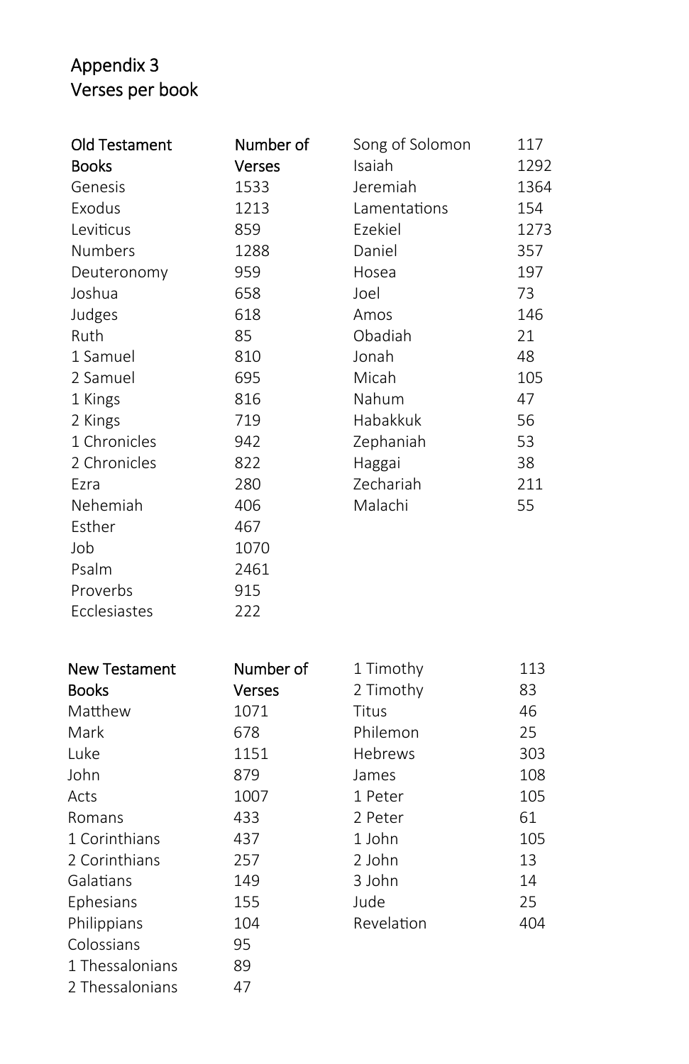# Appendix 3
## Verses per book

| Old Testament Books | Number of Verses |
|---|---|
| Genesis | 1533 |
| Exodus | 1213 |
| Leviticus | 859 |
| Numbers | 1288 |
| Deuteronomy | 959 |
| Joshua | 658 |
| Judges | 618 |
| Ruth | 85 |
| 1 Samuel | 810 |
| 2 Samuel | 695 |
| 1 Kings | 816 |
| 2 Kings | 719 |
| 1 Chronicles | 942 |
| 2 Chronicles | 822 |
| Ezra | 280 |
| Nehemiah | 406 |
| Esther | 467 |
| Job | 1070 |
| Psalm | 2461 |
| Proverbs | 915 |
| Ecclesiastes | 222 |
| Song of Solomon | 117 |
| Isaiah | 1292 |
| Jeremiah | 1364 |
| Lamentations | 154 |
| Ezekiel | 1273 |
| Daniel | 357 |
| Hosea | 197 |
| Joel | 73 |
| Amos | 146 |
| Obadiah | 21 |
| Jonah | 48 |
| Micah | 105 |
| Nahum | 47 |
| Habakkuk | 56 |
| Zephaniah | 53 |
| Haggai | 38 |
| Zechariah | 211 |
| Malachi | 55 |

| New Testament Books | Number of Verses |
|---|---|
| Matthew | 1071 |
| Mark | 678 |
| Luke | 1151 |
| John | 879 |
| Acts | 1007 |
| Romans | 433 |
| 1 Corinthians | 437 |
| 2 Corinthians | 257 |
| Galatians | 149 |
| Ephesians | 155 |
| Philippians | 104 |
| Colossians | 95 |
| 1 Thessalonians | 89 |
| 2 Thessalonians | 47 |
| 1 Timothy | 113 |
| 2 Timothy | 83 |
| Titus | 46 |
| Philemon | 25 |
| Hebrews | 303 |
| James | 108 |
| 1 Peter | 105 |
| 2 Peter | 61 |
| 1 John | 105 |
| 2 John | 13 |
| 3 John | 14 |
| Jude | 25 |
| Revelation | 404 |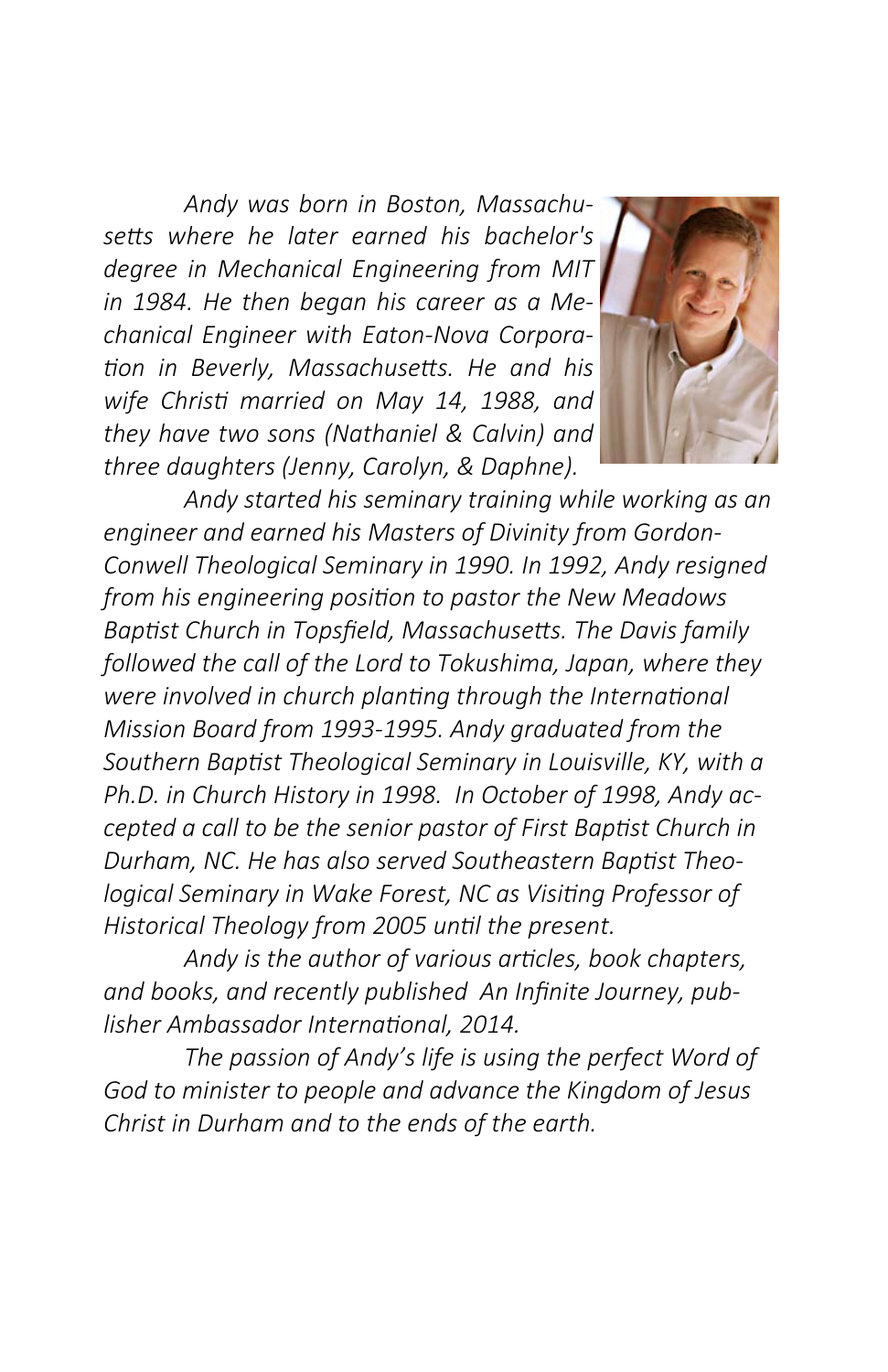*Andy was born in Boston, Massachusetts where he later earned his bachelor's degree in Mechanical Engineering from MIT in 1984. He then began his career as a Mechanical Engineer with Eaton-Nova Corporation in Beverly, Massachusetts. He and his wife Christi married on May 14, 1988, and they have two sons (Nathaniel & Calvin) and three daughters (Jenny, Carolyn, & Daphne).*

*Andy started his seminary training while working as an engineer and earned his Masters of Divinity from Gordon-Conwell Theological Seminary in 1990. In 1992, Andy resigned from his engineering position to pastor the New Meadows Baptist Church in Topsfield, Massachusetts. The Davis family followed the call of the Lord to Tokushima, Japan, where they were involved in church planting through the International Mission Board from 1993-1995. Andy graduated from the Southern Baptist Theological Seminary in Louisville, KY, with a Ph.D. in Church History in 1998. In October of 1998, Andy accepted a call to be the senior pastor of First Baptist Church in Durham, NC. He has also served Southeastern Baptist Theological Seminary in Wake Forest, NC as Visiting Professor of Historical Theology from 2005 until the present.*

*Andy is the author of various articles, book chapters, and books, and recently published An Infinite Journey, publisher Ambassador International, 2014.*

*The passion of Andy's life is using the perfect Word of God to minister to people and advance the Kingdom of Jesus Christ in Durham and to the ends of the earth.*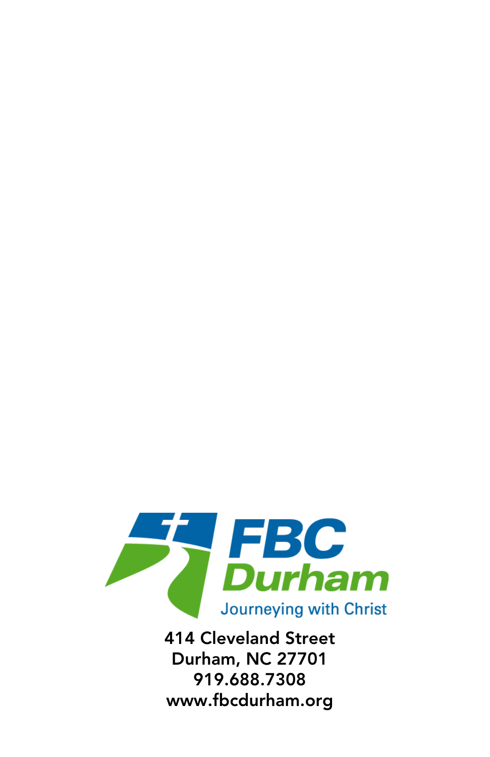FBC Durham

Journeying with Christ

414 Cleveland Street
Durham, NC 27701
919.688.7308
www.fbcdurham.org